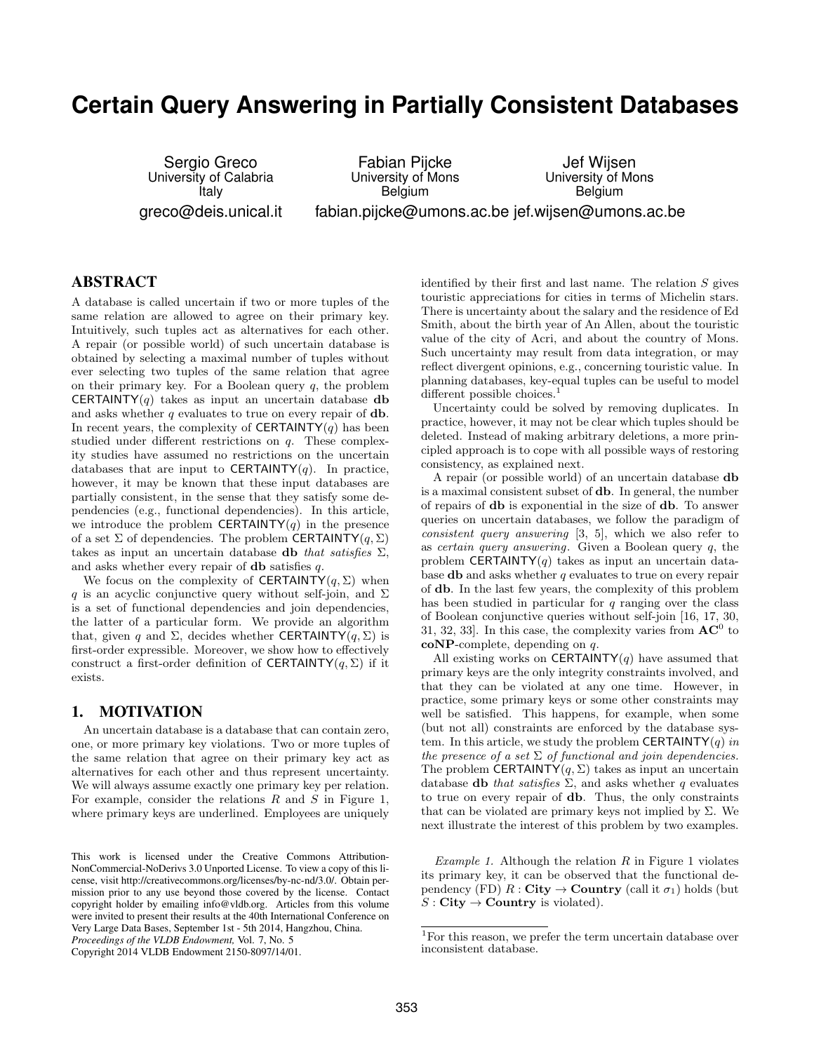# Certain Query Answering in Partially Consistent Databases

Sergio Greco
University of Calabria
Italy
greco@deis.unical.it

Fabian Pijcke
University of Mons
Belgium
fabian.pijcke@umons.ac.be

Jef Wijsen
University of Mons
Belgium
jef.wijsen@umons.ac.be

## ABSTRACT

A database is called uncertain if two or more tuples of the same relation are allowed to agree on their primary key. Intuitively, such tuples act as alternatives for each other. A repair (or possible world) of such uncertain database is obtained by selecting a maximal number of tuples without ever selecting two tuples of the same relation that agree on their primary key. For a Boolean query $q$, the problem $\mathsf{CERTAINTY}(q)$ takes as input an uncertain database **db** and asks whether $q$ evaluates to true on every repair of **db**. In recent years, the complexity of $\mathsf{CERTAINTY}(q)$ has been studied under different restrictions on $q$. These complexity studies have assumed no restrictions on the uncertain databases that are input to $\mathsf{CERTAINTY}(q)$. In practice, however, it may be known that these input databases are partially consistent, in the sense that they satisfy some dependencies (e.g., functional dependencies). In this article, we introduce the problem $\mathsf{CERTAINTY}(q)$ in the presence of a set $\Sigma$ of dependencies. The problem $\mathsf{CERTAINTY}(q, \Sigma)$ takes as input an uncertain database **db** *that satisfies* $\Sigma$, and asks whether every repair of **db** satisfies $q$.

We focus on the complexity of $\mathsf{CERTAINTY}(q, \Sigma)$ when $q$ is an acyclic conjunctive query without self-join, and $\Sigma$ is a set of functional dependencies and join dependencies, the latter of a particular form. We provide an algorithm that, given $q$ and $\Sigma$, decides whether $\mathsf{CERTAINTY}(q, \Sigma)$ is first-order expressible. Moreover, we show how to effectively construct a first-order definition of $\mathsf{CERTAINTY}(q, \Sigma)$ if it exists.

## 1. MOTIVATION

An uncertain database is a database that can contain zero, one, or more primary key violations. Two or more tuples of the same relation that agree on their primary key act as alternatives for each other and thus represent uncertainty. We will always assume exactly one primary key per relation. For example, consider the relations $R$ and $S$ in Figure 1, where primary keys are underlined. Employees are uniquely identified by their first and last name. The relation $S$ gives touristic appreciations for cities in terms of Michelin stars. There is uncertainty about the salary and the residence of Ed Smith, about the birth year of An Allen, about the touristic value of the city of Acri, and about the country of Mons. Such uncertainty may result from data integration, or may reflect divergent opinions, e.g., concerning touristic value. In planning databases, key-equal tuples can be useful to model different possible choices.[1]

Uncertainty could be solved by removing duplicates. In practice, however, it may not be clear which tuples should be deleted. Instead of making arbitrary deletions, a more principled approach is to cope with all possible ways of restoring consistency, as explained next.

A repair (or possible world) of an uncertain database **db** is a maximal consistent subset of **db**. In general, the number of repairs of **db** is exponential in the size of **db**. To answer queries on uncertain databases, we follow the paradigm of *consistent query answering* [3, 5], which we also refer to as *certain query answering*. Given a Boolean query $q$, the problem $\mathsf{CERTAINTY}(q)$ takes as input an uncertain database **db** and asks whether $q$ evaluates to true on every repair of **db**. In the last few years, the complexity of this problem has been studied in particular for $q$ ranging over the class of Boolean conjunctive queries without self-join [16, 17, 30, 31, 32, 33]. In this case, the complexity varies from $\mathbf{AC}^0$ to **coNP**-complete, depending on $q$.

All existing works on $\mathsf{CERTAINTY}(q)$ have assumed that primary keys are the only integrity constraints involved, and that they can be violated at any one time. However, in practice, some primary keys or some other constraints may well be satisfied. This happens, for example, when some (but not all) constraints are enforced by the database system. In this article, we study the problem $\mathsf{CERTAINTY}(q)$ *in the presence of a set* $\Sigma$ *of functional and join dependencies*. The problem $\mathsf{CERTAINTY}(q, \Sigma)$ takes as input an uncertain database **db** *that satisfies* $\Sigma$, and asks whether $q$ evaluates to true on every repair of **db**. Thus, the only constraints that can be violated are primary keys not implied by $\Sigma$. We next illustrate the interest of this problem by two examples.

*Example 1.* Although the relation $R$ in Figure 1 violates its primary key, it can be observed that the functional dependency (FD) $R : \textbf{City} \rightarrow \textbf{Country}$ (call it $\sigma_1$) holds (but $S : \textbf{City} \rightarrow \textbf{Country}$ is violated).

[1] For this reason, we prefer the term uncertain database over inconsistent database.

This work is licensed under the Creative Commons Attribution-NonCommercial-NoDerivs 3.0 Unported License. To view a copy of this license, visit http://creativecommons.org/licenses/by-nc-nd/3.0/. Obtain permission prior to any use beyond those covered by the license. Contact copyright holder by emailing info@vldb.org. Articles from this volume were invited to present their results at the 40th International Conference on Very Large Data Bases, September 1st - 5th 2014, Hangzhou, China.
*Proceedings of the VLDB Endowment,* Vol. 7, No. 5
Copyright 2014 VLDB Endowment 2150-8097/14/01.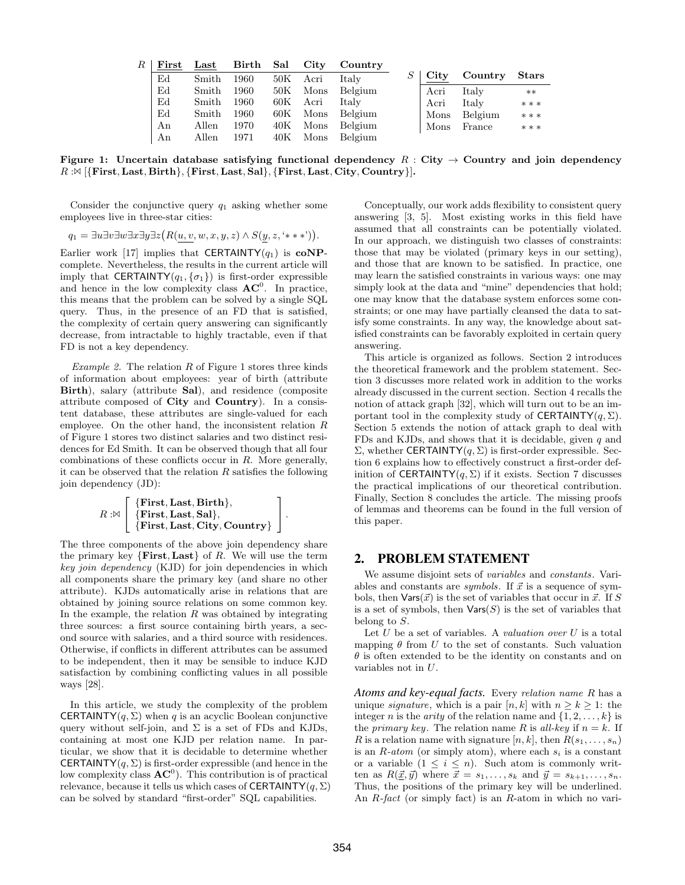| $R$ | <u>**First**</u> | <u>**Last**</u> | **Birth** | **Sal** | **City** | **Country** |
|---|---|---|---|---|---|---|
| | Ed | Smith | 1960 | 50K | Acri | Italy |
| | Ed | Smith | 1960 | 50K | Mons | Belgium |
| | Ed | Smith | 1960 | 60K | Acri | Italy |
| | Ed | Smith | 1960 | 60K | Mons | Belgium |
| | An | Allen | 1970 | 40K | Mons | Belgium |
| | An | Allen | 1971 | 40K | Mons | Belgium |

| $S$ | <u>**City**</u> | **Country** | **Stars** |
|---|---|---|---|
| | Acri | Italy | ** |
| | Acri | Italy | *** |
| | Mons | Belgium | *** |
| | Mons | France | *** |

**Figure 1: Uncertain database satisfying functional dependency $R$ : City → Country and join dependency $R : \bowtie [\{\textbf{First}, \textbf{Last}, \textbf{Birth}\}, \{\textbf{First}, \textbf{Last}, \textbf{Sal}\}, \{\textbf{First}, \textbf{Last}, \textbf{City}, \textbf{Country}\}]$.**

Consider the conjunctive query $q_1$ asking whether some employees live in three-star cities:

$$q_1 = \exists u \exists v \exists w \exists x \exists y \exists z \big( R(\underline{u, v}, w, x, y, z) \wedge S(\underline{y}, z, `***') \big).$$

Earlier work [17] implies that $\mathsf{CERTAINTY}(q_1)$ is **coNP**-complete. Nevertheless, the results in the current article will imply that $\mathsf{CERTAINTY}(q_1, \{\sigma_1\})$ is first-order expressible and hence in the low complexity class $\mathbf{AC}^0$. In practice, this means that the problem can be solved by a single SQL query. Thus, in the presence of an FD that is satisfied, the complexity of certain query answering can significantly decrease, from intractable to highly tractable, even if that FD is not a key dependency.

*Example 2.* The relation $R$ of Figure 1 stores three kinds of information about employees: year of birth (attribute **Birth**), salary (attribute **Sal**), and residence (composite attribute composed of **City** and **Country**). In a consistent database, these attributes are single-valued for each employee. On the other hand, the inconsistent relation $R$ of Figure 1 stores two distinct salaries and two distinct residences for Ed Smith. It can be observed though that all four combinations of these conflicts occur in $R$. More generally, it can be observed that the relation $R$ satisfies the following join dependency (JD):

$$R : \bowtie \left[ \begin{array}{l} \{\textbf{First}, \textbf{Last}, \textbf{Birth}\}, \\ \{\textbf{First}, \textbf{Last}, \textbf{Sal}\}, \\ \{\textbf{First}, \textbf{Last}, \textbf{City}, \textbf{Country}\} \end{array} \right].$$

The three components of the above join dependency share the primary key $\{\textbf{First}, \textbf{Last}\}$ of $R$. We will use the term *key join dependency* (KJD) for join dependencies in which all components share the primary key (and share no other attribute). KJDs automatically arise in relations that are obtained by joining source relations on some common key. In the example, the relation $R$ was obtained by integrating three sources: a first source containing birth years, a second source with salaries, and a third source with residences. Otherwise, if conflicts in different attributes can be assumed to be independent, then it may be sensible to induce KJD satisfaction by combining conflicting values in all possible ways [28].

In this article, we study the complexity of the problem $\mathsf{CERTAINTY}(q, \Sigma)$ when $q$ is an acyclic Boolean conjunctive query without self-join, and $\Sigma$ is a set of FDs and KJDs, containing at most one KJD per relation name. In particular, we show that it is decidable to determine whether $\mathsf{CERTAINTY}(q, \Sigma)$ is first-order expressible (and hence in the low complexity class $\mathbf{AC}^0$). This contribution is of practical relevance, because it tells us which cases of $\mathsf{CERTAINTY}(q, \Sigma)$ can be solved by standard "first-order" SQL capabilities.

Conceptually, our work adds flexibility to consistent query answering [3, 5]. Most existing works in this field have assumed that all constraints can be potentially violated. In our approach, we distinguish two classes of constraints: those that may be violated (primary keys in our setting), and those that are known to be satisfied. In practice, one may learn the satisfied constraints in various ways: one may simply look at the data and "mine" dependencies that hold; one may know that the database system enforces some constraints; or one may have partially cleansed the data to satisfy some constraints. In any way, the knowledge about satisfied constraints can be favorably exploited in certain query answering.

This article is organized as follows. Section 2 introduces the theoretical framework and the problem statement. Section 3 discusses more related work in addition to the works already discussed in the current section. Section 4 recalls the notion of attack graph [32], which will turn out to be an important tool in the complexity study of $\mathsf{CERTAINTY}(q, \Sigma)$. Section 5 extends the notion of attack graph to deal with FDs and KJDs, and shows that it is decidable, given $q$ and $\Sigma$, whether $\mathsf{CERTAINTY}(q, \Sigma)$ is first-order expressible. Section 6 explains how to effectively construct a first-order definition of $\mathsf{CERTAINTY}(q, \Sigma)$ if it exists. Section 7 discusses the practical implications of our theoretical contribution. Finally, Section 8 concludes the article. The missing proofs of lemmas and theorems can be found in the full version of this paper.

## 2. PROBLEM STATEMENT

We assume disjoint sets of *variables* and *constants*. Variables and constants are *symbols*. If $\vec{x}$ is a sequence of symbols, then $\mathsf{Vars}(\vec{x})$ is the set of variables that occur in $\vec{x}$. If $S$ is a set of symbols, then $\mathsf{Vars}(S)$ is the set of variables that belong to $S$.

Let $U$ be a set of variables. A *valuation over* $U$ is a total mapping $\theta$ from $U$ to the set of constants. Such valuation $\theta$ is often extended to be the identity on constants and on variables not in $U$.

***Atoms and key-equal facts.*** Every *relation name* $R$ has a unique *signature*, which is a pair $[n, k]$ with $n \geq k \geq 1$: the integer $n$ is the *arity* of the relation name and $\{1, 2, \ldots, k\}$ is the *primary key*. The relation name $R$ is *all-key* if $n = k$. If $R$ is a relation name with signature $[n, k]$, then $R(s_1, \ldots, s_n)$ is an *$R$-atom* (or simply atom), where each $s_i$ is a constant or a variable ($1 \leq i \leq n$). Such atom is commonly written as $R(\underline{\vec{x}}, \vec{y})$ where $\vec{x} = s_1, \ldots, s_k$ and $\vec{y} = s_{k+1}, \ldots, s_n$. Thus, the positions of the primary key will be underlined. An *$R$-fact* (or simply fact) is an $R$-atom in which no vari-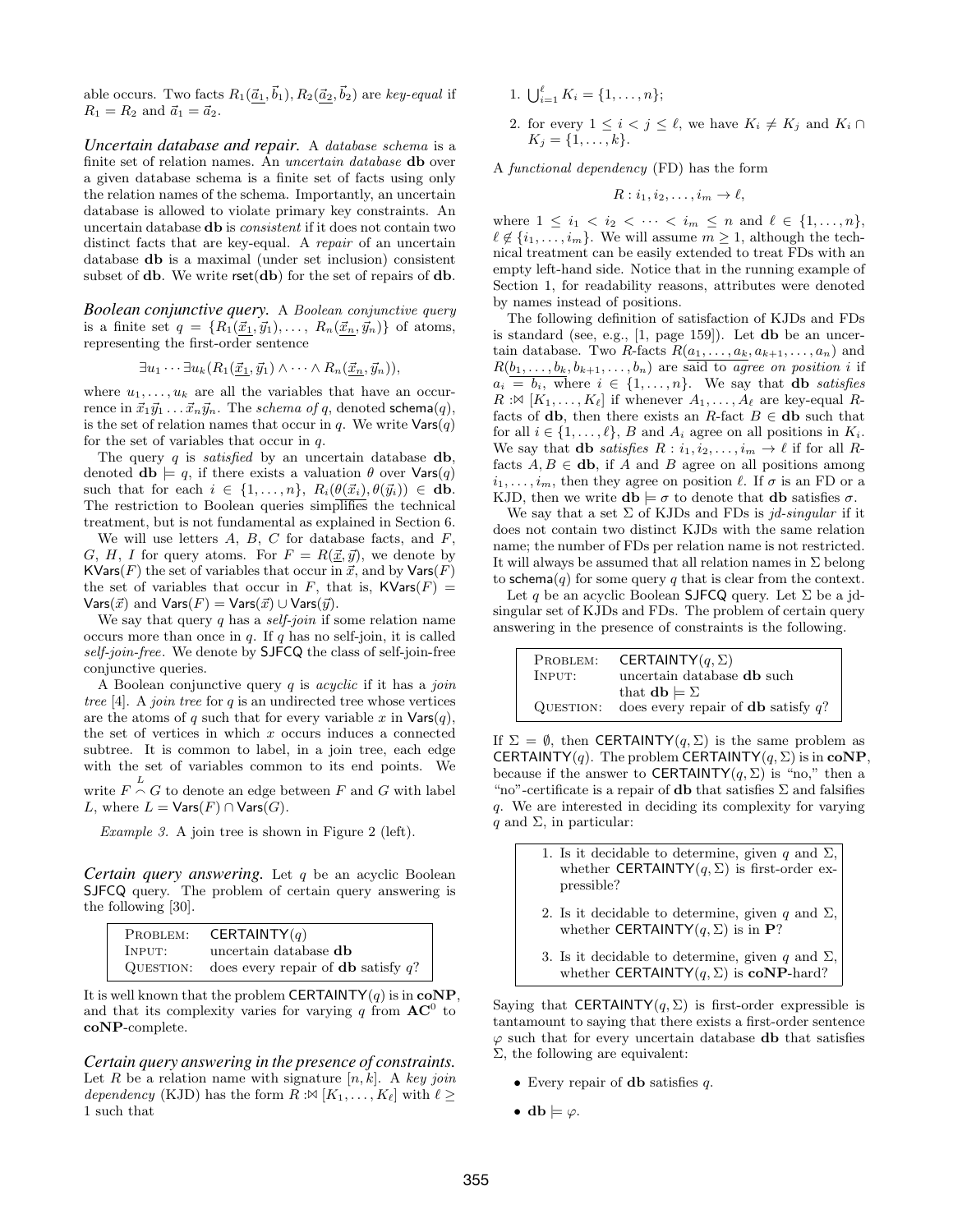able occurs. Two facts $R_1(\underline{\vec{a}_1}, \vec{b}_1), R_2(\underline{\vec{a}_2}, \vec{b}_2)$ are *key-equal* if $R_1 = R_2$ and $\vec{a}_1 = \vec{a}_2$.

***Uncertain database and repair.*** A *database schema* is a finite set of relation names. An *uncertain database* **db** over a given database schema is a finite set of facts using only the relation names of the schema. Importantly, an uncertain database is allowed to violate primary key constraints. An uncertain database **db** is *consistent* if it does not contain two distinct facts that are key-equal. A *repair* of an uncertain database **db** is a maximal (under set inclusion) consistent subset of **db**. We write $\mathsf{rset}(\mathbf{db})$ for the set of repairs of **db**.

***Boolean conjunctive query.*** A *Boolean conjunctive query* is a finite set $q = \{R_1(\underline{\vec{x}_1}, \vec{y}_1), \ldots, R_n(\underline{\vec{x}_n}, \vec{y}_n)\}$ of atoms, representing the first-order sentence

$$\exists u_1 \cdots \exists u_k (R_1(\underline{\vec{x}_1}, \vec{y}_1) \wedge \cdots \wedge R_n(\underline{\vec{x}_n}, \vec{y}_n)),$$

where $u_1, \ldots, u_k$ are all the variables that have an occurrence in $\vec{x}_1\vec{y}_1 \ldots \vec{x}_n\vec{y}_n$. The *schema of* $q$, denoted $\mathsf{schema}(q)$, is the set of relation names that occur in $q$. We write $\mathsf{Vars}(q)$ for the set of variables that occur in $q$.

The query $q$ is *satisfied* by an uncertain database **db**, denoted $\mathbf{db} \models q$, if there exists a valuation $\theta$ over $\mathsf{Vars}(q)$ such that for each $i \in \{1, \ldots, n\}$, $R_i(\theta(\vec{x}_i), \theta(\vec{y}_i)) \in \mathbf{db}$. The restriction to Boolean queries simplifies the technical treatment, but is not fundamental as explained in Section 6.

We will use letters $A$, $B$, $C$ for database facts, and $F$, $G$, $H$, $I$ for query atoms. For $F = R(\underline{\vec{x}}, \vec{y})$, we denote by $\mathsf{KVars}(F)$ the set of variables that occur in $\vec{x}$, and by $\mathsf{Vars}(F)$ the set of variables that occur in $F$, that is, $\mathsf{KVars}(F) = \mathsf{Vars}(\vec{x})$ and $\mathsf{Vars}(F) = \mathsf{Vars}(\vec{x}) \cup \mathsf{Vars}(\vec{y})$.

We say that query $q$ has a *self-join* if some relation name occurs more than once in $q$. If $q$ has no self-join, it is called *self-join-free*. We denote by $\mathsf{SJFCQ}$ the class of self-join-free conjunctive queries.

A Boolean conjunctive query $q$ is *acyclic* if it has a *join tree* [4]. A *join tree* for $q$ is an undirected tree whose vertices are the atoms of $q$ such that for every variable $x$ in $\mathsf{Vars}(q)$, the set of vertices in which $x$ occurs induces a connected subtree. It is common to label, in a join tree, each edge with the set of variables common to its end points. We write $F \overset{L}{\frown} G$ to denote an edge between $F$ and $G$ with label $L$, where $L = \mathsf{Vars}(F) \cap \mathsf{Vars}(G)$.

*Example 3.* A join tree is shown in Figure 2 (left).

***Certain query answering.*** Let $q$ be an acyclic Boolean $\mathsf{SJFCQ}$ query. The problem of certain query answering is the following [30].

| | |
|---|---|
| PROBLEM: | $\mathsf{CERTAINTY}(q)$ |
| INPUT: | uncertain database **db** |
| QUESTION: | does every repair of **db** satisfy $q$? |

It is well known that the problem $\mathsf{CERTAINTY}(q)$ is in **coNP**, and that its complexity varies for varying $q$ from $\mathbf{AC}^0$ to **coNP**-complete.

***Certain query answering in the presence of constraints.*** Let $R$ be a relation name with signature $[n, k]$. A *key join dependency* (KJD) has the form $R :\bowtie [K_1, \ldots, K_\ell]$ with $\ell \geq 1$ such that

1. $\bigcup_{i=1}^{\ell} K_i = \{1, \ldots, n\}$;
2. for every $1 \leq i < j \leq \ell$, we have $K_i \neq K_j$ and $K_i \cap K_j = \{1, \ldots, k\}$.

A *functional dependency* (FD) has the form

$$R : i_1, i_2, \ldots, i_m \rightarrow \ell,$$

where $1 \leq i_1 < i_2 < \cdots < i_m \leq n$ and $\ell \in \{1, \ldots, n\}$, $\ell \notin \{i_1, \ldots, i_m\}$. We will assume $m \geq 1$, although the technical treatment can be easily extended to treat FDs with an empty left-hand side. Notice that in the running example of Section 1, for readability reasons, attributes were denoted by names instead of positions.

The following definition of satisfaction of KJDs and FDs is standard (see, e.g., [1, page 159]). Let **db** be an uncertain database. Two $R$-facts $R(\underline{a_1, \ldots, a_k}, a_{k+1}, \ldots, a_n)$ and $R(\underline{b_1, \ldots, b_k}, b_{k+1}, \ldots, b_n)$ are said to *agree on position* $i$ if $a_i = b_i$, where $i \in \{1, \ldots, n\}$. We say that **db** *satisfies* $R :\bowtie [K_1, \ldots, K_\ell]$ if whenever $A_1, \ldots, A_\ell$ are key-equal $R$-facts of **db**, then there exists an $R$-fact $B \in \mathbf{db}$ such that for all $i \in \{1, \ldots, \ell\}$, $B$ and $A_i$ agree on all positions in $K_i$. We say that **db** *satisfies* $R : i_1, i_2, \ldots, i_m \rightarrow \ell$ if for all $R$-facts $A, B \in \mathbf{db}$, if $A$ and $B$ agree on all positions among $i_1, \ldots, i_m$, then they agree on position $\ell$. If $\sigma$ is an FD or a KJD, then we write $\mathbf{db} \models \sigma$ to denote that **db** satisfies $\sigma$.

We say that a set $\Sigma$ of KJDs and FDs is *jd-singular* if it does not contain two distinct KJDs with the same relation name; the number of FDs per relation name is not restricted. It will always be assumed that all relation names in $\Sigma$ belong to $\mathsf{schema}(q)$ for some query $q$ that is clear from the context.

Let $q$ be an acyclic Boolean $\mathsf{SJFCQ}$ query. Let $\Sigma$ be a jd-singular set of KJDs and FDs. The problem of certain query answering in the presence of constraints is the following.

| | |
|---|---|
| PROBLEM: | $\mathsf{CERTAINTY}(q, \Sigma)$ |
| INPUT: | uncertain database **db** such that $\mathbf{db} \models \Sigma$ |
| QUESTION: | does every repair of **db** satisfy $q$? |

If $\Sigma = \emptyset$, then $\mathsf{CERTAINTY}(q, \Sigma)$ is the same problem as $\mathsf{CERTAINTY}(q)$. The problem $\mathsf{CERTAINTY}(q, \Sigma)$ is in **coNP**, because if the answer to $\mathsf{CERTAINTY}(q, \Sigma)$ is "no," then a "no"-certificate is a repair of **db** that satisfies $\Sigma$ and falsifies $q$. We are interested in deciding its complexity for varying $q$ and $\Sigma$, in particular:

1. Is it decidable to determine, given $q$ and $\Sigma$, whether $\mathsf{CERTAINTY}(q, \Sigma)$ is first-order expressible?
2. Is it decidable to determine, given $q$ and $\Sigma$, whether $\mathsf{CERTAINTY}(q, \Sigma)$ is in **P**?
3. Is it decidable to determine, given $q$ and $\Sigma$, whether $\mathsf{CERTAINTY}(q, \Sigma)$ is **coNP**-hard?

Saying that $\mathsf{CERTAINTY}(q, \Sigma)$ is first-order expressible is tantamount to saying that there exists a first-order sentence $\varphi$ such that for every uncertain database **db** that satisfies $\Sigma$, the following are equivalent:

- Every repair of **db** satisfies $q$.
- $\mathbf{db} \models \varphi$.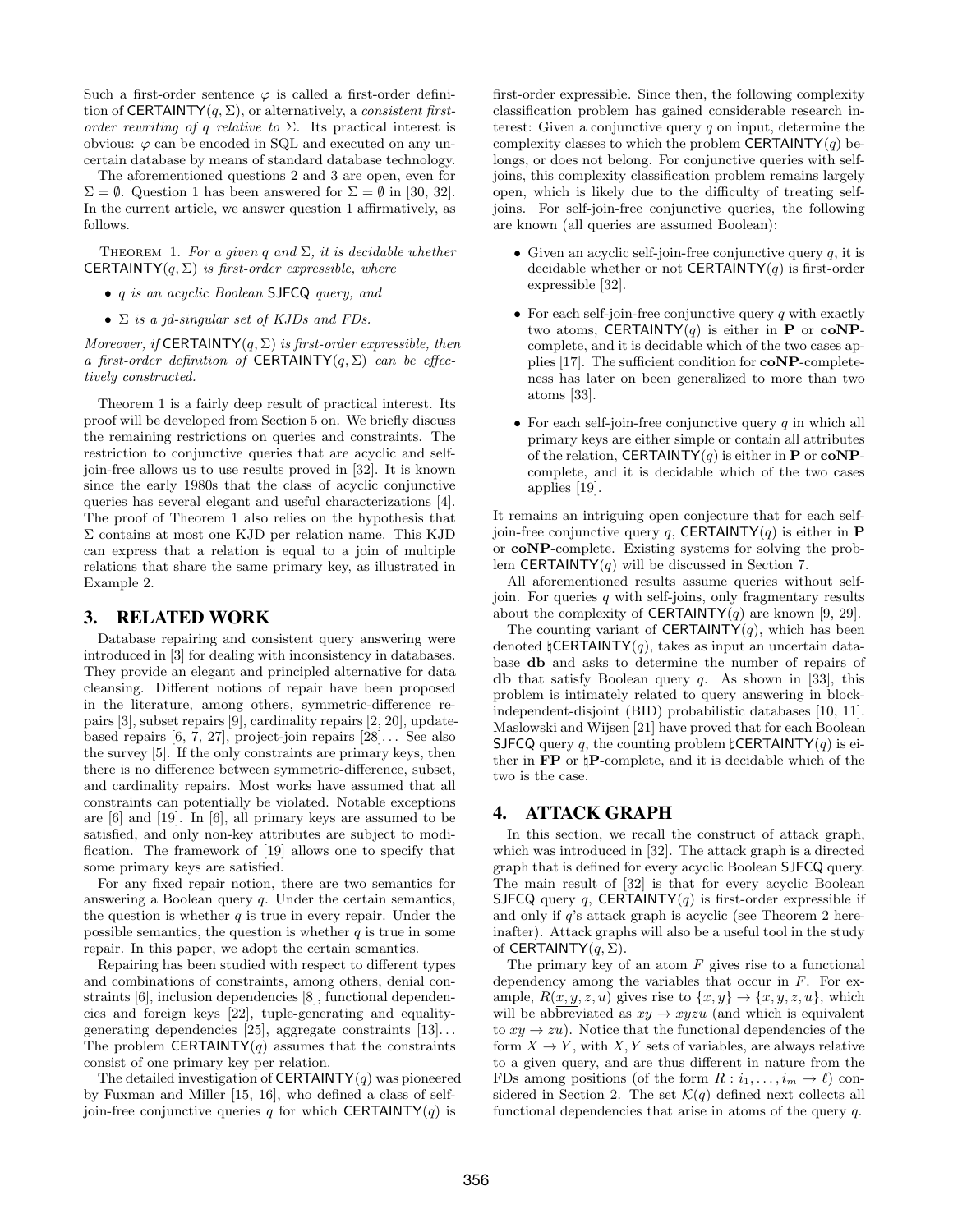Such a first-order sentence $\varphi$ is called a first-order definition of $\mathsf{CERTAINTY}(q, \Sigma)$, or alternatively, a *consistent first-order rewriting of $q$ relative to $\Sigma$*. Its practical interest is obvious: $\varphi$ can be encoded in SQL and executed on any uncertain database by means of standard database technology.

The aforementioned questions 2 and 3 are open, even for $\Sigma = \emptyset$. Question 1 has been answered for $\Sigma = \emptyset$ in [30, 32]. In the current article, we answer question 1 affirmatively, as follows.

Theorem 1. *For a given $q$ and $\Sigma$, it is decidable whether $\mathsf{CERTAINTY}(q, \Sigma)$ is first-order expressible, where*

- *$q$ is an acyclic Boolean SJFCQ query, and*
- *$\Sigma$ is a jd-singular set of KJDs and FDs.*

*Moreover, if $\mathsf{CERTAINTY}(q, \Sigma)$ is first-order expressible, then a first-order definition of $\mathsf{CERTAINTY}(q, \Sigma)$ can be effectively constructed.*

Theorem 1 is a fairly deep result of practical interest. Its proof will be developed from Section 5 on. We briefly discuss the remaining restrictions on queries and constraints. The restriction to conjunctive queries that are acyclic and self-join-free allows us to use results proved in [32]. It is known since the early 1980s that the class of acyclic conjunctive queries has several elegant and useful characterizations [4]. The proof of Theorem 1 also relies on the hypothesis that $\Sigma$ contains at most one KJD per relation name. This KJD can express that a relation is equal to a join of multiple relations that share the same primary key, as illustrated in Example 2.

## 3. RELATED WORK

Database repairing and consistent query answering were introduced in [3] for dealing with inconsistency in databases. They provide an elegant and principled alternative for data cleansing. Different notions of repair have been proposed in the literature, among others, symmetric-difference repairs [3], subset repairs [9], cardinality repairs [2, 20], update-based repairs [6, 7, 27], project-join repairs [28]... See also the survey [5]. If the only constraints are primary keys, then there is no difference between symmetric-difference, subset, and cardinality repairs. Most works have assumed that all constraints can potentially be violated. Notable exceptions are [6] and [19]. In [6], all primary keys are assumed to be satisfied, and only non-key attributes are subject to modification. The framework of [19] allows one to specify that some primary keys are satisfied.

For any fixed repair notion, there are two semantics for answering a Boolean query $q$. Under the certain semantics, the question is whether $q$ is true in every repair. Under the possible semantics, the question is whether $q$ is true in some repair. In this paper, we adopt the certain semantics.

Repairing has been studied with respect to different types and combinations of constraints, among others, denial constraints [6], inclusion dependencies [8], functional dependencies and foreign keys [22], tuple-generating and equality-generating dependencies [25], aggregate constraints [13]... The problem $\mathsf{CERTAINTY}(q)$ assumes that the constraints consist of one primary key per relation.

The detailed investigation of $\mathsf{CERTAINTY}(q)$ was pioneered by Fuxman and Miller [15, 16], who defined a class of self-join-free conjunctive queries $q$ for which $\mathsf{CERTAINTY}(q)$ is first-order expressible. Since then, the following complexity classification problem has gained considerable research interest: Given a conjunctive query $q$ on input, determine the complexity classes to which the problem $\mathsf{CERTAINTY}(q)$ belongs, or does not belong. For conjunctive queries with self-joins, this complexity classification problem remains largely open, which is likely due to the difficulty of treating self-joins. For self-join-free conjunctive queries, the following are known (all queries are assumed Boolean):

- Given an acyclic self-join-free conjunctive query $q$, it is decidable whether or not $\mathsf{CERTAINTY}(q)$ is first-order expressible [32].
- For each self-join-free conjunctive query $q$ with exactly two atoms, $\mathsf{CERTAINTY}(q)$ is either in **P** or **coNP**-complete, and it is decidable which of the two cases applies [17]. The sufficient condition for **coNP**-completeness has later on been generalized to more than two atoms [33].
- For each self-join-free conjunctive query $q$ in which all primary keys are either simple or contain all attributes of the relation, $\mathsf{CERTAINTY}(q)$ is either in **P** or **coNP**-complete, and it is decidable which of the two cases applies [19].

It remains an intriguing open conjecture that for each self-join-free conjunctive query $q$, $\mathsf{CERTAINTY}(q)$ is either in **P** or **coNP**-complete. Existing systems for solving the problem $\mathsf{CERTAINTY}(q)$ will be discussed in Section 7.

All aforementioned results assume queries without self-join. For queries $q$ with self-joins, only fragmentary results about the complexity of $\mathsf{CERTAINTY}(q)$ are known [9, 29].

The counting variant of $\mathsf{CERTAINTY}(q)$, which has been denoted $\sharp\mathsf{CERTAINTY}(q)$, takes as input an uncertain database **db** and asks to determine the number of repairs of **db** that satisfy Boolean query $q$. As shown in [33], this problem is intimately related to query answering in block-independent-disjoint (BID) probabilistic databases [10, 11]. Maslowski and Wijsen [21] have proved that for each Boolean SJFCQ query $q$, the counting problem $\sharp\mathsf{CERTAINTY}(q)$ is either in **FP** or $\sharp$**P**-complete, and it is decidable which of the two is the case.

## 4. ATTACK GRAPH

In this section, we recall the construct of attack graph, which was introduced in [32]. The attack graph is a directed graph that is defined for every acyclic Boolean SJFCQ query. The main result of [32] is that for every acyclic Boolean SJFCQ query $q$, $\mathsf{CERTAINTY}(q)$ is first-order expressible if and only if $q$'s attack graph is acyclic (see Theorem 2 hereinafter). Attack graphs will also be a useful tool in the study of $\mathsf{CERTAINTY}(q, \Sigma)$.

The primary key of an atom $F$ gives rise to a functional dependency among the variables that occur in $F$. For example, $R(\underline{x, y}, z, u)$ gives rise to $\{x, y\} \rightarrow \{x, y, z, u\}$, which will be abbreviated as $xy \rightarrow xyzu$ (and which is equivalent to $xy \rightarrow zu$). Notice that the functional dependencies of the form $X \rightarrow Y$, with $X, Y$ sets of variables, are always relative to a given query, and are thus different in nature from the FDs among positions (of the form $R : i_1, \ldots, i_m \rightarrow \ell$) considered in Section 2. The set $\mathcal{K}(q)$ defined next collects all functional dependencies that arise in atoms of the query $q$.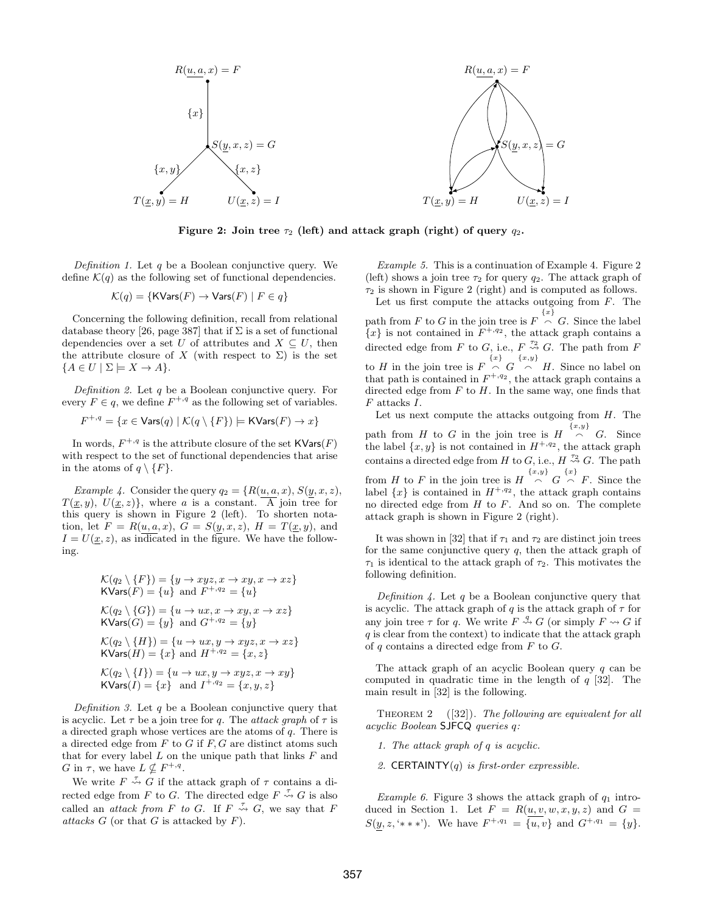Figure 2: Join tree $\tau_2$ (left) and attack graph (right) of query $q_2$.

*Definition 1.* Let $q$ be a Boolean conjunctive query. We define $\mathcal{K}(q)$ as the following set of functional dependencies.

$$\mathcal{K}(q) = \{\mathsf{KVars}(F) \rightarrow \mathsf{Vars}(F) \mid F \in q\}$$

Concerning the following definition, recall from relational database theory [26, page 387] that if $\Sigma$ is a set of functional dependencies over a set $U$ of attributes and $X \subseteq U$, then the attribute closure of $X$ (with respect to $\Sigma$) is the set $\{A \in U \mid \Sigma \models X \rightarrow A\}$.

*Definition 2.* Let $q$ be a Boolean conjunctive query. For every $F \in q$, we define $F^{+,q}$ as the following set of variables.

$$F^{+,q} = \{x \in \mathsf{Vars}(q) \mid \mathcal{K}(q \setminus \{F\}) \models \mathsf{KVars}(F) \rightarrow x\}$$

In words, $F^{+,q}$ is the attribute closure of the set $\mathsf{KVars}(F)$ with respect to the set of functional dependencies that arise in the atoms of $q \setminus \{F\}$.

*Example 4.* Consider the query $q_2 = \{R(\underline{u,a},x), S(\underline{y},x,z), T(\underline{x},y), U(\underline{x},z)\}$, where $a$ is a constant. A join tree for this query is shown in Figure 2 (left). To shorten notation, let $F = R(\underline{u,a},x)$, $G = S(\underline{y},x,z)$, $H = T(\underline{x},y)$, and $I = U(\underline{x},z)$, as indicated in the figure. We have the following.

$$\mathcal{K}(q_2 \setminus \{F\}) = \{y \rightarrow xyz, x \rightarrow xy, x \rightarrow xz\}$$
$\mathsf{KVars}(F) = \{u\}$ and $F^{+,q_2} = \{u\}$

$$\mathcal{K}(q_2 \setminus \{G\}) = \{u \rightarrow ux, x \rightarrow xy, x \rightarrow xz\}$$
$\mathsf{KVars}(G) = \{y\}$ and $G^{+,q_2} = \{y\}$

$$\mathcal{K}(q_2 \setminus \{H\}) = \{u \rightarrow ux, y \rightarrow xyz, x \rightarrow xz\}$$
$\mathsf{KVars}(H) = \{x\}$ and $H^{+,q_2} = \{x, z\}$

$$\mathcal{K}(q_2 \setminus \{I\}) = \{u \rightarrow ux, y \rightarrow xyz, x \rightarrow xy\}$$
$\mathsf{KVars}(I) = \{x\}$ and $I^{+,q_2} = \{x, y, z\}$

*Definition 3.* Let $q$ be a Boolean conjunctive query that is acyclic. Let $\tau$ be a join tree for $q$. The *attack graph* of $\tau$ is a directed graph whose vertices are the atoms of $q$. There is a directed edge from $F$ to $G$ if $F, G$ are distinct atoms such that for every label $L$ on the unique path that links $F$ and $G$ in $\tau$, we have $L \nsubseteq F^{+,q}$.

We write $F \overset{\tau}{\rightsquigarrow} G$ if the attack graph of $\tau$ contains a directed edge from $F$ to $G$. The directed edge $F \overset{\tau}{\rightsquigarrow} G$ is also called an *attack from $F$ to $G$*. If $F \overset{\tau}{\rightsquigarrow} G$, we say that $F$ *attacks* $G$ (or that $G$ is attacked by $F$).

*Example 5.* This is a continuation of Example 4. Figure 2 (left) shows a join tree $\tau_2$ for query $q_2$. The attack graph of $\tau_2$ is shown in Figure 2 (right) and is computed as follows.

Let us first compute the attacks outgoing from $F$. The path from $F$ to $G$ in the join tree is $F \overset{\{x\}}{\frown} G$. Since the label $\{x\}$ is not contained in $F^{+,q_2}$, the attack graph contains a directed edge from $F$ to $G$, i.e., $F \overset{\tau_2}{\rightsquigarrow} G$. The path from $F$ to $H$ in the join tree is $F \overset{\{x\}}{\frown} G \overset{\{x,y\}}{\frown} H$. Since no label on that path is contained in $F^{+,q_2}$, the attack graph contains a directed edge from $F$ to $H$. In the same way, one finds that $F$ attacks $I$.

Let us next compute the attacks outgoing from $H$. The path from $H$ to $G$ in the join tree is $H \overset{\{x,y\}}{\frown} G$. Since the label $\{x, y\}$ is not contained in $H^{+,q_2}$, the attack graph contains a directed edge from $H$ to $G$, i.e., $H \overset{\tau_2}{\rightsquigarrow} G$. The path from $H$ to $F$ in the join tree is $H \overset{\{x,y\}}{\frown} G \overset{\{x\}}{\frown} F$. Since the label $\{x\}$ is contained in $H^{+,q_2}$, the attack graph contains no directed edge from $H$ to $F$. And so on. The complete attack graph is shown in Figure 2 (right).

It was shown in [32] that if $\tau_1$ and $\tau_2$ are distinct join trees for the same conjunctive query $q$, then the attack graph of $\tau_1$ is identical to the attack graph of $\tau_2$. This motivates the following definition.

*Definition 4.* Let $q$ be a Boolean conjunctive query that is acyclic. The attack graph of $q$ is the attack graph of $\tau$ for any join tree $\tau$ for $q$. We write $F \overset{q}{\rightsquigarrow} G$ (or simply $F \rightsquigarrow G$ if $q$ is clear from the context) to indicate that the attack graph of $q$ contains a directed edge from $F$ to $G$.

The attack graph of an acyclic Boolean query $q$ can be computed in quadratic time in the length of $q$ [32]. The main result in [32] is the following.

Theorem 2 ([32]). *The following are equivalent for all acyclic Boolean* SJFCQ *queries $q$:*

1. *The attack graph of $q$ is acyclic.*
2. CERTAINTY$(q)$ *is first-order expressible.*

*Example 6.* Figure 3 shows the attack graph of $q_1$ introduced in Section 1. Let $F = R(\underline{u,v},w,x,y,z)$ and $G = S(\underline{y},z,\text{'}{*}{*}{*}\text{'})$. We have $F^{+,q_1} = \{u,v\}$ and $G^{+,q_1} = \{y\}$.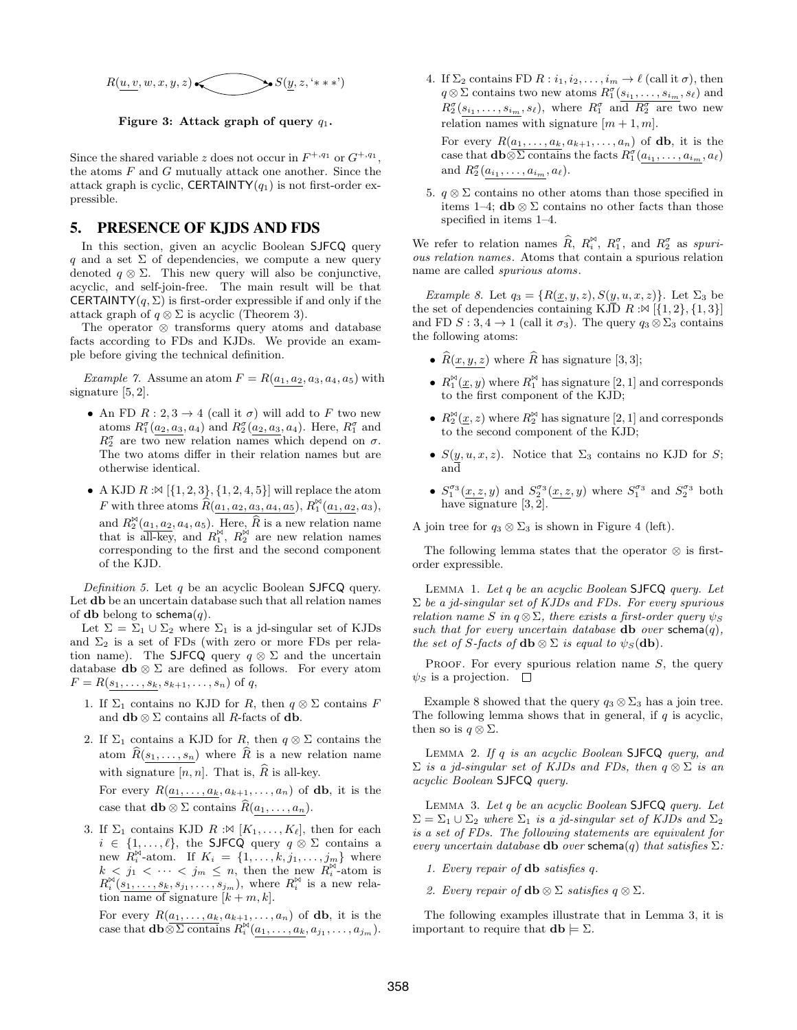$R(\underline{u, v}, w, x, y, z)$ ⟷ $S(\underline{y}, z, `***')$

**Figure 3: Attack graph of query $q_1$.**

Since the shared variable $z$ does not occur in $F^{+,q_1}$ or $G^{+,q_1}$, the atoms $F$ and $G$ mutually attack one another. Since the attack graph is cyclic, $\mathsf{CERTAINTY}(q_1)$ is not first-order expressible.

# 5. PRESENCE OF KJDS AND FDS

In this section, given an acyclic Boolean $\mathsf{SJFCQ}$ query $q$ and a set $\Sigma$ of dependencies, we compute a new query denoted $q \otimes \Sigma$. This new query will also be conjunctive, acyclic, and self-join-free. The main result will be that $\mathsf{CERTAINTY}(q, \Sigma)$ is first-order expressible if and only if the attack graph of $q \otimes \Sigma$ is acyclic (Theorem 3).

The operator $\otimes$ transforms query atoms and database facts according to FDs and KJDs. We provide an example before giving the technical definition.

*Example 7.* Assume an atom $F = R(\underline{a_1, a_2}, a_3, a_4, a_5)$ with signature $[5, 2]$.

- An FD $R : 2, 3 \rightarrow 4$ (call it $\sigma$) will add to $F$ two new atoms $R_1^\sigma(\underline{a_2, a_3}, a_4)$ and $R_2^\sigma(\underline{a_2, a_3}, a_4)$. Here, $R_1^\sigma$ and $R_2^\sigma$ are two new relation names which depend on $\sigma$. The two atoms differ in their relation names but are otherwise identical.
- A KJD $R :\bowtie [\{1, 2, 3\}, \{1, 2, 4, 5\}]$ will replace the atom $F$ with three atoms $\widehat{R}(\underline{a_1, a_2, a_3, a_4, a_5})$, $R_1^{\bowtie}(\underline{a_1, a_2}, a_3)$, and $R_2^{\bowtie}(\underline{a_1, a_2}, a_4, a_5)$. Here, $\widehat{R}$ is a new relation name that is all-key, and $R_1^{\bowtie}$, $R_2^{\bowtie}$ are new relation names corresponding to the first and the second component of the KJD.

*Definition 5.* Let $q$ be an acyclic Boolean $\mathsf{SJFCQ}$ query. Let $\mathbf{db}$ be an uncertain database such that all relation names of $\mathbf{db}$ belong to $\mathsf{schema}(q)$.

Let $\Sigma = \Sigma_1 \cup \Sigma_2$ where $\Sigma_1$ is a jd-singular set of KJDs and $\Sigma_2$ is a set of FDs (with zero or more FDs per relation name). The $\mathsf{SJFCQ}$ query $q \otimes \Sigma$ and the uncertain database $\mathbf{db} \otimes \Sigma$ are defined as follows. For every atom $F = R(\underline{s_1, \ldots, s_k}, s_{k+1}, \ldots, s_n)$ of $q$,

1. If $\Sigma_1$ contains no KJD for $R$, then $q \otimes \Sigma$ contains $F$ and $\mathbf{db} \otimes \Sigma$ contains all $R$-facts of $\mathbf{db}$.
2. If $\Sigma_1$ contains a KJD for $R$, then $q \otimes \Sigma$ contains the atom $\widehat{R}(\underline{s_1, \ldots, s_n})$ where $\widehat{R}$ is a new relation name with signature $[n, n]$. That is, $\widehat{R}$ is all-key.

   For every $R(\underline{a_1, \ldots, a_k}, a_{k+1}, \ldots, a_n)$ of $\mathbf{db}$, it is the case that $\mathbf{db} \otimes \Sigma$ contains $\widehat{R}(\underline{a_1, \ldots, a_n})$.
3. If $\Sigma_1$ contains KJD $R :\bowtie [K_1, \ldots, K_\ell]$, then for each $i \in \{1, \ldots, \ell\}$, the $\mathsf{SJFCQ}$ query $q \otimes \Sigma$ contains a new $R_i^{\bowtie}$-atom. If $K_i = \{1, \ldots, k, j_1, \ldots, j_m\}$ where $k < j_1 < \cdots < j_m \leq n$, then the new $R_i^{\bowtie}$-atom is $R_i^{\bowtie}(\underline{s_1, \ldots, s_k}, s_{j_1}, \ldots, s_{j_m})$, where $R_i^{\bowtie}$ is a new relation name of signature $[k + m, k]$.

   For every $R(\underline{a_1, \ldots, a_k}, a_{k+1}, \ldots, a_n)$ of $\mathbf{db}$, it is the case that $\mathbf{db} \otimes \Sigma$ contains $R_i^{\bowtie}(\underline{a_1, \ldots, a_k}, a_{j_1}, \ldots, a_{j_m})$.
4. If $\Sigma_2$ contains FD $R : i_1, i_2, \ldots, i_m \rightarrow \ell$ (call it $\sigma$), then $q \otimes \Sigma$ contains two new atoms $R_1^\sigma(\underline{s_{i_1}, \ldots, s_{i_m}}, s_\ell)$ and $R_2^\sigma(\underline{s_{i_1}, \ldots, s_{i_m}}, s_\ell)$, where $R_1^\sigma$ and $R_2^\sigma$ are two new relation names with signature $[m + 1, m]$.

   For every $R(\underline{a_1, \ldots, a_k}, a_{k+1}, \ldots, a_n)$ of $\mathbf{db}$, it is the case that $\mathbf{db} \otimes \Sigma$ contains the facts $R_1^\sigma(\underline{a_{i_1}, \ldots, a_{i_m}}, a_\ell)$ and $R_2^\sigma(\underline{a_{i_1}, \ldots, a_{i_m}}, a_\ell)$.
5. $q \otimes \Sigma$ contains no other atoms than those specified in items 1–4; $\mathbf{db} \otimes \Sigma$ contains no other facts than those specified in items 1–4.

We refer to relation names $\widehat{R}$, $R_i^{\bowtie}$, $R_1^\sigma$, and $R_2^\sigma$ as *spurious relation names*. Atoms that contain a spurious relation name are called *spurious atoms*.

*Example 8.* Let $q_3 = \{R(\underline{x}, y, z), S(\underline{y}, u, x, z)\}$. Let $\Sigma_3$ be the set of dependencies containing KJD $R :\bowtie [\{1, 2\}, \{1, 3\}]$ and FD $S : 3, 4 \rightarrow 1$ (call it $\sigma_3$). The query $q_3 \otimes \Sigma_3$ contains the following atoms:

- $\widehat{R}(\underline{x, y, z})$ where $\widehat{R}$ has signature $[3, 3]$;
- $R_1^{\bowtie}(\underline{x}, y)$ where $R_1^{\bowtie}$ has signature $[2, 1]$ and corresponds to the first component of the KJD;
- $R_2^{\bowtie}(\underline{x}, z)$ where $R_2^{\bowtie}$ has signature $[2, 1]$ and corresponds to the second component of the KJD;
- $S(\underline{y}, u, x, z)$. Notice that $\Sigma_3$ contains no KJD for $S$; and
- $S_1^{\sigma_3}(\underline{x, z}, y)$ and $S_2^{\sigma_3}(\underline{x, z}, y)$ where $S_1^{\sigma_3}$ and $S_2^{\sigma_3}$ both have signature $[3, 2]$.

A join tree for $q_3 \otimes \Sigma_3$ is shown in Figure 4 (left).

The following lemma states that the operator $\otimes$ is first-order expressible.

LEMMA 1. *Let $q$ be an acyclic Boolean $\mathsf{SJFCQ}$ query. Let $\Sigma$ be a jd-singular set of KJDs and FDs. For every spurious relation name $S$ in $q \otimes \Sigma$, there exists a first-order query $\psi_S$ such that for every uncertain database $\mathbf{db}$ over $\mathsf{schema}(q)$, the set of $S$-facts of $\mathbf{db} \otimes \Sigma$ is equal to $\psi_S(\mathbf{db})$.*

PROOF. For every spurious relation name $S$, the query $\psi_S$ is a projection. □

Example 8 showed that the query $q_3 \otimes \Sigma_3$ has a join tree. The following lemma shows that in general, if $q$ is acyclic, then so is $q \otimes \Sigma$.

LEMMA 2. *If $q$ is an acyclic Boolean $\mathsf{SJFCQ}$ query, and $\Sigma$ is a jd-singular set of KJDs and FDs, then $q \otimes \Sigma$ is an acyclic Boolean $\mathsf{SJFCQ}$ query.*

LEMMA 3. *Let $q$ be an acyclic Boolean $\mathsf{SJFCQ}$ query. Let $\Sigma = \Sigma_1 \cup \Sigma_2$ where $\Sigma_1$ is a jd-singular set of KJDs and $\Sigma_2$ is a set of FDs. The following statements are equivalent for every uncertain database $\mathbf{db}$ over $\mathsf{schema}(q)$ that satisfies $\Sigma$:*

1. *Every repair of $\mathbf{db}$ satisfies $q$.*
2. *Every repair of $\mathbf{db} \otimes \Sigma$ satisfies $q \otimes \Sigma$.*

The following examples illustrate that in Lemma 3, it is important to require that $\mathbf{db} \models \Sigma$.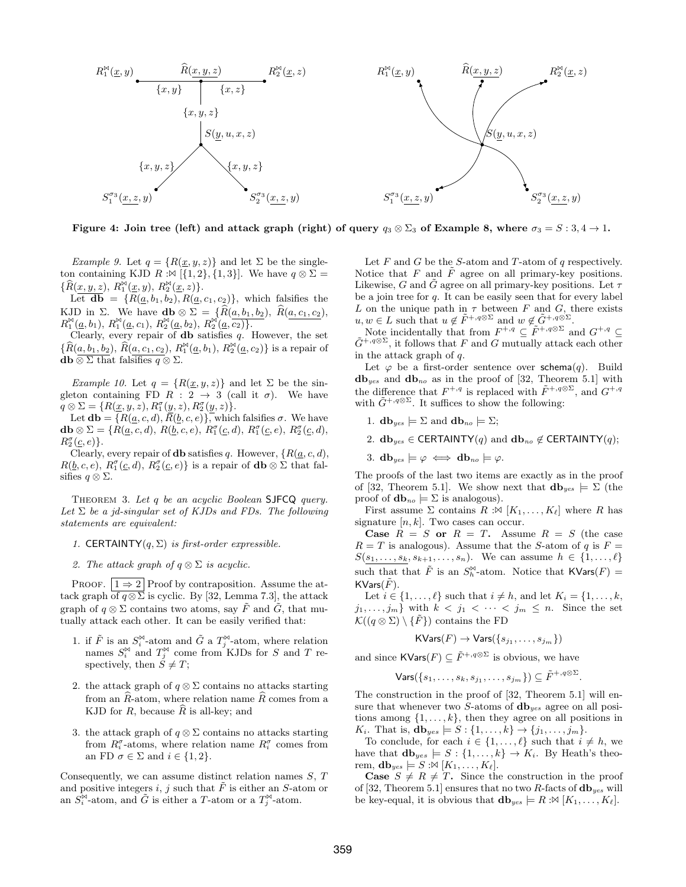Figure 4: Join tree (left) and attack graph (right) of query $q_3 \otimes \Sigma_3$ of Example 8, where $\sigma_3 = S : 3, 4 \rightarrow 1$.

*Example 9.* Let $q = \{R(\underline{x}, y, z)\}$ and let $\Sigma$ be the singleton containing KJD $R :\bowtie [\{1, 2\}, \{1, 3\}]$. We have $q \otimes \Sigma = \{\widehat{R}(\underline{x, y, z}),\ R_1^{\bowtie}(\underline{x}, y),\ R_2^{\bowtie}(\underline{x}, z)\}$.

Let $\mathbf{db} = \{R(\underline{a}, b_1, b_2), R(\underline{a}, c_1, c_2)\}$, which falsifies the KJD in $\Sigma$. We have $\mathbf{db} \otimes \Sigma = \{\widehat{R}(\underline{a, b_1, b_2}),\ \widehat{R}(\underline{a, c_1, c_2}),\ R_1^{\bowtie}(\underline{a}, b_1),\ R_1^{\bowtie}(\underline{a}, c_1),\ R_2^{\bowtie}(\underline{a}, b_2),\ R_2^{\bowtie}(\underline{a}, c_2)\}$.

Clearly, every repair of $\mathbf{db}$ satisfies $q$. However, the set $\{\widehat{R}(\underline{a, b_1, b_2}),\ \widehat{R}(\underline{a, c_1, c_2}),\ R_1^{\bowtie}(\underline{a}, b_1),\ R_2^{\bowtie}(\underline{a}, c_2)\}$ is a repair of $\mathbf{db} \otimes \Sigma$ that falsifies $q \otimes \Sigma$.

*Example 10.* Let $q = \{R(\underline{x}, y, z)\}$ and let $\Sigma$ be the singleton containing FD $R : 2 \rightarrow 3$ (call it $\sigma$). We have $q \otimes \Sigma = \{R(\underline{x}, y, z), R_1^{\sigma}(\underline{y}, z), R_2^{\sigma}(\underline{y}, z)\}$.

Let $\mathbf{db} = \{R(\underline{a}, c, d), R(\underline{b}, c, e)\}$, which falsifies $\sigma$. We have $\mathbf{db} \otimes \Sigma = \{R(\underline{a}, c, d),\ R(\underline{b}, c, e),\ R_1^{\sigma}(\underline{c}, d),\ R_1^{\sigma}(\underline{c}, e),\ R_2^{\sigma}(\underline{c}, d),\ R_2^{\sigma}(\underline{c}, e)\}$.

Clearly, every repair of $\mathbf{db}$ satisfies $q$. However, $\{R(\underline{a}, c, d),\ R(\underline{b}, c, e),\ R_1^{\sigma}(\underline{c}, d),\ R_2^{\sigma}(\underline{c}, e)\}$ is a repair of $\mathbf{db} \otimes \Sigma$ that falsifies $q \otimes \Sigma$.

THEOREM 3. *Let $q$ be an acyclic Boolean* SJFCQ *query. Let $\Sigma$ be a jd-singular set of KJDs and FDs. The following statements are equivalent:*

1. CERTAINTY$(q, \Sigma)$ *is first-order expressible.*
2. *The attack graph of $q \otimes \Sigma$ is acyclic.*

PROOF. $\boxed{1 \Rightarrow 2}$ Proof by contraposition. Assume the attack graph of $q \otimes \Sigma$ is cyclic. By [32, Lemma 7.3], the attack graph of $q \otimes \Sigma$ contains two atoms, say $\tilde{F}$ and $\tilde{G}$, that mutually attack each other. It can be easily verified that:

1. if $\tilde{F}$ is an $S_i^{\bowtie}$-atom and $\tilde{G}$ a $T_j^{\bowtie}$-atom, where relation names $S_i^{\bowtie}$ and $T_j^{\bowtie}$ come from KJDs for $S$ and $T$ respectively, then $S \neq T$;
2. the attack graph of $q \otimes \Sigma$ contains no attacks starting from an $\widehat{R}$-atom, where relation name $\widehat{R}$ comes from a KJD for $R$, because $\widehat{R}$ is all-key; and
3. the attack graph of $q \otimes \Sigma$ contains no attacks starting from $R_i^{\sigma}$-atoms, where relation name $R_i^{\sigma}$ comes from an FD $\sigma \in \Sigma$ and $i \in \{1, 2\}$.

Consequently, we can assume distinct relation names $S$, $T$ and positive integers $i$, $j$ such that $\tilde{F}$ is either an $S$-atom or an $S_i^{\bowtie}$-atom, and $\tilde{G}$ is either a $T$-atom or a $T_j^{\bowtie}$-atom.

Let $F$ and $G$ be the $S$-atom and $T$-atom of $q$ respectively. Notice that $F$ and $\tilde{F}$ agree on all primary-key positions. Likewise, $G$ and $\tilde{G}$ agree on all primary-key positions. Let $\tau$ be a join tree for $q$. It can be easily seen that for every label $L$ on the unique path in $\tau$ between $F$ and $G$, there exists $u, w \in L$ such that $u \notin \tilde{F}^{+,q \otimes \Sigma}$ and $w \notin \tilde{G}^{+,q \otimes \Sigma}$.

Note incidentally that from $F^{+,q} \subseteq \tilde{F}^{+,q \otimes \Sigma}$ and $G^{+,q} \subseteq \tilde{G}^{+,q \otimes \Sigma}$, it follows that $F$ and $G$ mutually attack each other in the attack graph of $q$.

Let $\varphi$ be a first-order sentence over $\mathsf{schema}(q)$. Build $\mathbf{db}_{yes}$ and $\mathbf{db}_{no}$ as in the proof of [32, Theorem 5.1] with the difference that $F^{+,q}$ is replaced with $\tilde{F}^{+,q \otimes \Sigma}$, and $G^{+,q}$ with $\tilde{G}^{+,q \otimes \Sigma}$. It suffices to show the following:

1. $\mathbf{db}_{yes} \models \Sigma$ and $\mathbf{db}_{no} \models \Sigma$;
2. $\mathbf{db}_{yes} \in \mathsf{CERTAINTY}(q)$ and $\mathbf{db}_{no} \notin \mathsf{CERTAINTY}(q)$;
3. $\mathbf{db}_{yes} \models \varphi \iff \mathbf{db}_{no} \models \varphi$.

The proofs of the last two items are exactly as in the proof of [32, Theorem 5.1]. We show next that $\mathbf{db}_{yes} \models \Sigma$ (the proof of $\mathbf{db}_{no} \models \Sigma$ is analogous).

First assume $\Sigma$ contains $R :\bowtie [K_1, \dots, K_\ell]$ where $R$ has signature $[n, k]$. Two cases can occur.

**Case $R = S$ or $R = T$.** Assume $R = S$ (the case $R = T$ is analogous). Assume that the $S$-atom of $q$ is $F = S(\underline{s_1, \dots, s_k}, s_{k+1}, \dots, s_n)$. We can assume $h \in \{1, \dots, \ell\}$ such that that $\tilde{F}$ is an $S_h^{\bowtie}$-atom. Notice that $\mathsf{KVars}(F) = \mathsf{KVars}(\tilde{F})$.

Let $i \in \{1, \dots, \ell\}$ such that $i \neq h$, and let $K_i = \{1, \dots, k, j_1, \dots, j_m\}$ with $k < j_1 < \dots < j_m \leq n$. Since the set $\mathcal{K}((q \otimes \Sigma) \setminus \{\tilde{F}\})$ contains the FD

$$\mathsf{KVars}(F) \rightarrow \mathsf{Vars}(\{s_{j_1}, \dots, s_{j_m}\})$$

and since $\mathsf{KVars}(F) \subseteq \tilde{F}^{+,q \otimes \Sigma}$ is obvious, we have

$$\mathsf{Vars}(\{s_1, \dots, s_k, s_{j_1}, \dots, s_{j_m}\}) \subseteq \tilde{F}^{+,q \otimes \Sigma}.$$

The construction in the proof of [32, Theorem 5.1] will ensure that whenever two $S$-atoms of $\mathbf{db}_{yes}$ agree on all positions among $\{1, \dots, k\}$, then they agree on all positions in $K_i$. That is, $\mathbf{db}_{yes} \models S : \{1, \dots, k\} \rightarrow \{j_1, \dots, j_m\}$.

To conclude, for each $i \in \{1, \dots, \ell\}$ such that $i \neq h$, we have that $\mathbf{db}_{yes} \models S : \{1, \dots, k\} \rightarrow K_i$. By Heath's theorem, $\mathbf{db}_{yes} \models S :\bowtie [K_1, \dots, K_\ell]$.

**Case $S \neq R \neq T$.** Since the construction in the proof of [32, Theorem 5.1] ensures that no two $R$-facts of $\mathbf{db}_{yes}$ will be key-equal, it is obvious that $\mathbf{db}_{yes} \models R :\bowtie [K_1, \dots, K_\ell]$.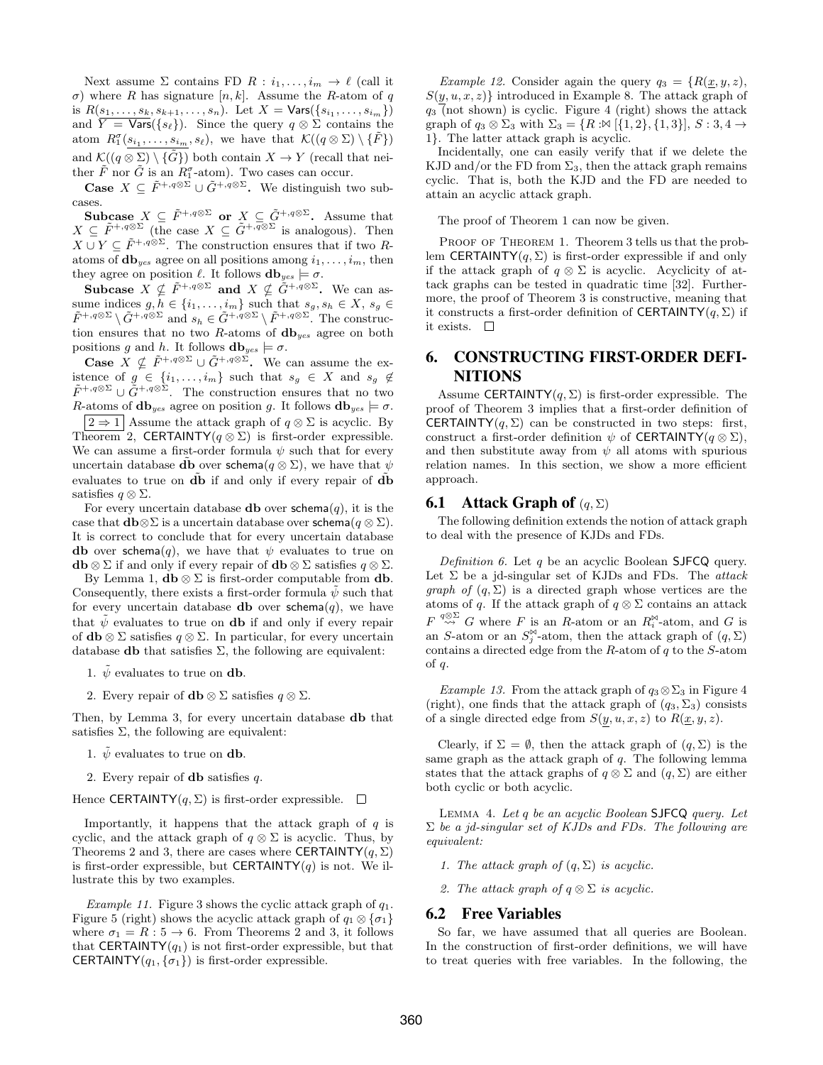Next assume $\Sigma$ contains FD $R : i_1, \ldots, i_m \rightarrow \ell$ (call it $\sigma$) where $R$ has signature $[n, k]$. Assume the $R$-atom of $q$ is $R(s_1, \ldots, s_k, s_{k+1}, \ldots, s_n)$. Let $X = \mathsf{Vars}(\{s_{i_1}, \ldots, s_{i_m}\})$ and $Y = \mathsf{Vars}(\{s_\ell\})$. Since the query $q \otimes \Sigma$ contains the atom $R_1^\sigma(\underline{s_{i_1}, \ldots, s_{i_m}}, s_\ell)$, we have that $\mathcal{K}((q \otimes \Sigma) \setminus \{\tilde{F}\})$ and $\mathcal{K}((q \otimes \Sigma) \setminus \{\tilde{G}\})$ both contain $X \rightarrow Y$ (recall that neither $\tilde{F}$ nor $\tilde{G}$ is an $R_1^\sigma$-atom). Two cases can occur.

**Case $X \subseteq \tilde{F}^{+,q\otimes\Sigma} \cup \tilde{G}^{+,q\otimes\Sigma}$.** We distinguish two subcases.

**Subcase $X \subseteq \tilde{F}^{+,q\otimes\Sigma}$ or $X \subseteq \tilde{G}^{+,q\otimes\Sigma}$.** Assume that $X \subseteq \tilde{F}^{+,q\otimes\Sigma}$ (the case $X \subseteq \tilde{G}^{+,q\otimes\Sigma}$ is analogous). Then $X \cup Y \subseteq \tilde{F}^{+,q\otimes\Sigma}$. The construction ensures that if two $R$-atoms of $\mathbf{db}_{yes}$ agree on all positions among $i_1, \ldots, i_m$, then they agree on position $\ell$. It follows $\mathbf{db}_{yes} \models \sigma$.

**Subcase $X \not\subseteq \tilde{F}^{+,q\otimes\Sigma}$ and $X \not\subseteq \tilde{G}^{+,q\otimes\Sigma}$.** We can assume indices $g, h \in \{i_1, \ldots, i_m\}$ such that $s_g, s_h \in X$, $s_g \in \tilde{F}^{+,q\otimes\Sigma} \setminus \tilde{G}^{+,q\otimes\Sigma}$ and $s_h \in \tilde{G}^{+,q\otimes\Sigma} \setminus \tilde{F}^{+,q\otimes\Sigma}$. The construction ensures that no two $R$-atoms of $\mathbf{db}_{yes}$ agree on both positions $g$ and $h$. It follows $\mathbf{db}_{yes} \models \sigma$.

**Case $X \not\subseteq \tilde{F}^{+,q\otimes\Sigma} \cup \tilde{G}^{+,q\otimes\Sigma}$.** We can assume the existence of $g \in \{i_1, \ldots, i_m\}$ such that $s_g \in X$ and $s_g \notin \tilde{F}^{+,q\otimes\Sigma} \cup \tilde{G}^{+,q\otimes\Sigma}$. The construction ensures that no two $R$-atoms of $\mathbf{db}_{yes}$ agree on position $g$. It follows $\mathbf{db}_{yes} \models \sigma$.

$\boxed{2 \Rightarrow 1}$ Assume the attack graph of $q \otimes \Sigma$ is acyclic. By Theorem 2, $\mathsf{CERTAINTY}(q \otimes \Sigma)$ is first-order expressible. We can assume a first-order formula $\psi$ such that for every uncertain database $\tilde{\mathbf{db}}$ over $\mathsf{schema}(q \otimes \Sigma)$, we have that $\psi$ evaluates to true on $\tilde{\mathbf{db}}$ if and only if every repair of $\tilde{\mathbf{db}}$ satisfies $q \otimes \Sigma$.

For every uncertain database $\mathbf{db}$ over $\mathsf{schema}(q)$, it is the case that $\mathbf{db} \otimes \Sigma$ is a uncertain database over $\mathsf{schema}(q \otimes \Sigma)$. It is correct to conclude that for every uncertain database $\mathbf{db}$ over $\mathsf{schema}(q)$, we have that $\psi$ evaluates to true on $\mathbf{db} \otimes \Sigma$ if and only if every repair of $\mathbf{db} \otimes \Sigma$ satisfies $q \otimes \Sigma$.

By Lemma 1, $\mathbf{db} \otimes \Sigma$ is first-order computable from $\mathbf{db}$. Consequently, there exists a first-order formula $\tilde{\psi}$ such that for every uncertain database $\mathbf{db}$ over $\mathsf{schema}(q)$, we have that $\tilde{\psi}$ evaluates to true on $\mathbf{db}$ if and only if every repair of $\mathbf{db} \otimes \Sigma$ satisfies $q \otimes \Sigma$. In particular, for every uncertain database $\mathbf{db}$ that satisfies $\Sigma$, the following are equivalent:

1. $\tilde{\psi}$ evaluates to true on $\mathbf{db}$.
2. Every repair of $\mathbf{db} \otimes \Sigma$ satisfies $q \otimes \Sigma$.

Then, by Lemma 3, for every uncertain database $\mathbf{db}$ that satisfies $\Sigma$, the following are equivalent:

1. $\tilde{\psi}$ evaluates to true on $\mathbf{db}$.
2. Every repair of $\mathbf{db}$ satisfies $q$.

Hence $\mathsf{CERTAINTY}(q, \Sigma)$ is first-order expressible. $\square$

Importantly, it happens that the attack graph of $q$ is cyclic, and the attack graph of $q \otimes \Sigma$ is acyclic. Thus, by Theorems 2 and 3, there are cases where $\mathsf{CERTAINTY}(q, \Sigma)$ is first-order expressible, but $\mathsf{CERTAINTY}(q)$ is not. We illustrate this by two examples.

*Example 11.* Figure 3 shows the cyclic attack graph of $q_1$. Figure 5 (right) shows the acyclic attack graph of $q_1 \otimes \{\sigma_1\}$ where $\sigma_1 = R : 5 \rightarrow 6$. From Theorems 2 and 3, it follows that $\mathsf{CERTAINTY}(q_1)$ is not first-order expressible, but that $\mathsf{CERTAINTY}(q_1, \{\sigma_1\})$ is first-order expressible.

*Example 12.* Consider again the query $q_3 = \{R(\underline{x}, y, z), S(\underline{y}, u, x, z)\}$ introduced in Example 8. The attack graph of $q_3$ (not shown) is cyclic. Figure 4 (right) shows the attack graph of $q_3 \otimes \Sigma_3$ with $\Sigma_3 = \{R : \bowtie [\{1, 2\}, \{1, 3\}], S : 3, 4 \rightarrow 1\}$. The latter attack graph is acyclic.

Incidentally, one can easily verify that if we delete the KJD and/or the FD from $\Sigma_3$, then the attack graph remains cyclic. That is, both the KJD and the FD are needed to attain an acyclic attack graph.

The proof of Theorem 1 can now be given.

Proof of Theorem 1. Theorem 3 tells us that the problem $\mathsf{CERTAINTY}(q, \Sigma)$ is first-order expressible if and only if the attack graph of $q \otimes \Sigma$ is acyclic. Acyclicity of attack graphs can be tested in quadratic time [32]. Furthermore, the proof of Theorem 3 is constructive, meaning that it constructs a first-order definition of $\mathsf{CERTAINTY}(q, \Sigma)$ if it exists. $\square$

## 6. CONSTRUCTING FIRST-ORDER DEFINITIONS

Assume $\mathsf{CERTAINTY}(q, \Sigma)$ is first-order expressible. The proof of Theorem 3 implies that a first-order definition of $\mathsf{CERTAINTY}(q, \Sigma)$ can be constructed in two steps: first, construct a first-order definition $\psi$ of $\mathsf{CERTAINTY}(q \otimes \Sigma)$, and then substitute away from $\psi$ all atoms with spurious relation names. In this section, we show a more efficient approach.

### 6.1 Attack Graph of $(q, \Sigma)$

The following definition extends the notion of attack graph to deal with the presence of KJDs and FDs.

*Definition 6.* Let $q$ be an acyclic Boolean SJFCQ query. Let $\Sigma$ be a jd-singular set of KJDs and FDs. The *attack graph of* $(q, \Sigma)$ is a directed graph whose vertices are the atoms of $q$. If the attack graph of $q \otimes \Sigma$ contains an attack $F \overset{q\otimes\Sigma}{\rightsquigarrow} G$ where $F$ is an $R$-atom or an $R_i^{\bowtie}$-atom, and $G$ is an $S$-atom or an $S_j^{\bowtie}$-atom, then the attack graph of $(q, \Sigma)$ contains a directed edge from the $R$-atom of $q$ to the $S$-atom of $q$.

*Example 13.* From the attack graph of $q_3 \otimes \Sigma_3$ in Figure 4 (right), one finds that the attack graph of $(q_3, \Sigma_3)$ consists of a single directed edge from $S(\underline{y}, u, x, z)$ to $R(\underline{x}, y, z)$.

Clearly, if $\Sigma = \emptyset$, then the attack graph of $(q, \Sigma)$ is the same graph as the attack graph of $q$. The following lemma states that the attack graphs of $q \otimes \Sigma$ and $(q, \Sigma)$ are either both cyclic or both acyclic.

Lemma 4. *Let $q$ be an acyclic Boolean* SJFCQ *query. Let $\Sigma$ be a jd-singular set of KJDs and FDs. The following are equivalent:*

1. *The attack graph of $(q, \Sigma)$ is acyclic.*
2. *The attack graph of $q \otimes \Sigma$ is acyclic.*

### 6.2 Free Variables

So far, we have assumed that all queries are Boolean. In the construction of first-order definitions, we will have to treat queries with free variables. In the following, the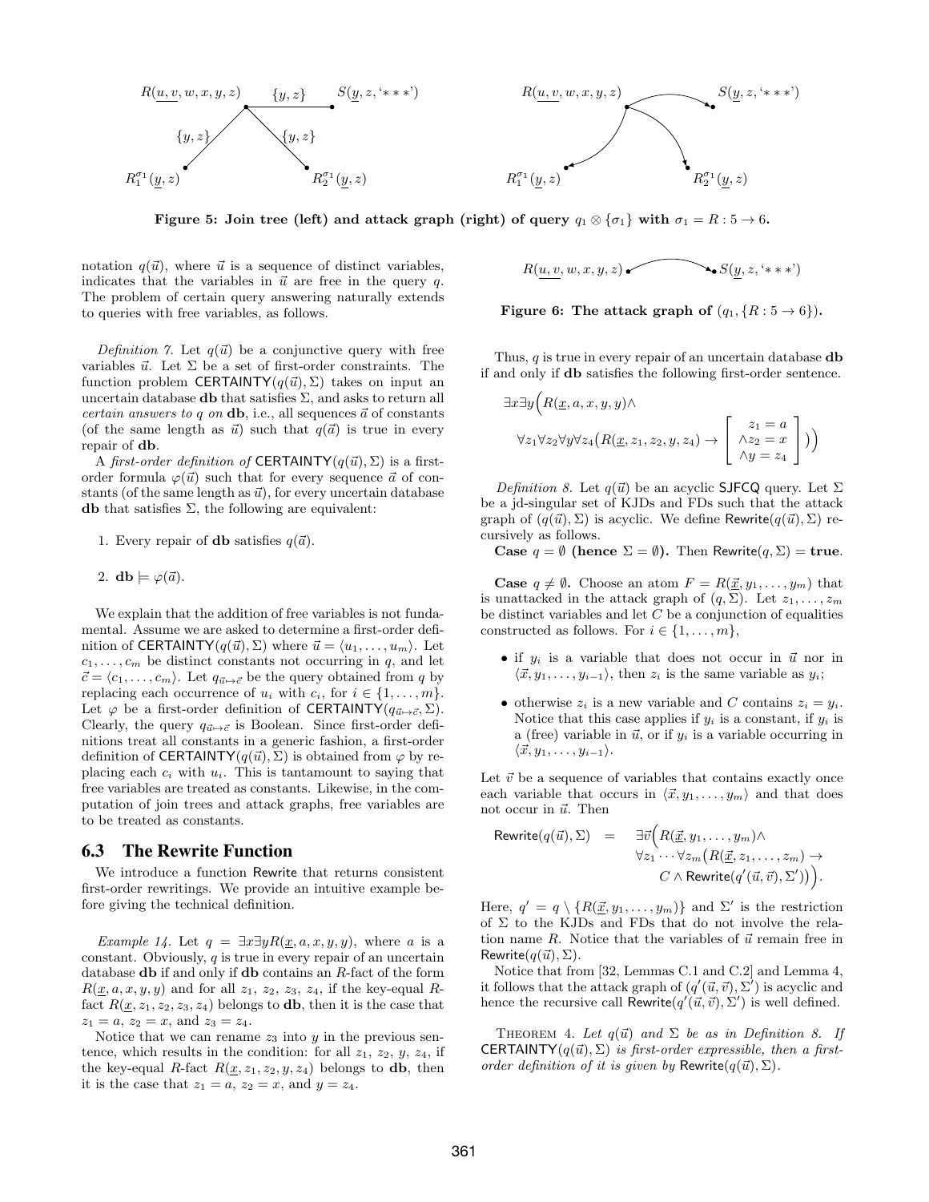Figure 5: Join tree (left) and attack graph (right) of query $q_1 \otimes \{\sigma_1\}$ with $\sigma_1 = R : 5 \rightarrow 6$.

notation $q(\vec{u})$, where $\vec{u}$ is a sequence of distinct variables, indicates that the variables in $\vec{u}$ are free in the query $q$. The problem of certain query answering naturally extends to queries with free variables, as follows.

*Definition 7.* Let $q(\vec{u})$ be a conjunctive query with free variables $\vec{u}$. Let $\Sigma$ be a set of first-order constraints. The function problem $\mathsf{CERTAINTY}(q(\vec{u}), \Sigma)$ takes on input an uncertain database $\mathbf{db}$ that satisfies $\Sigma$, and asks to return all *certain answers to $q$ on* $\mathbf{db}$, i.e., all sequences $\vec{a}$ of constants (of the same length as $\vec{u}$) such that $q(\vec{a})$ is true in every repair of $\mathbf{db}$.

A *first-order definition of* $\mathsf{CERTAINTY}(q(\vec{u}), \Sigma)$ is a first-order formula $\varphi(\vec{u})$ such that for every sequence $\vec{a}$ of constants (of the same length as $\vec{u}$), for every uncertain database $\mathbf{db}$ that satisfies $\Sigma$, the following are equivalent:

1. Every repair of $\mathbf{db}$ satisfies $q(\vec{a})$.
2. $\mathbf{db} \models \varphi(\vec{a})$.

We explain that the addition of free variables is not fundamental. Assume we are asked to determine a first-order definition of $\mathsf{CERTAINTY}(q(\vec{u}), \Sigma)$ where $\vec{u} = \langle u_1, \ldots, u_m \rangle$. Let $c_1, \ldots, c_m$ be distinct constants not occurring in $q$, and let $\vec{c} = \langle c_1, \ldots, c_m \rangle$. Let $q_{\vec{u} \mapsto \vec{c}}$ be the query obtained from $q$ by replacing each occurrence of $u_i$ with $c_i$, for $i \in \{1, \ldots, m\}$. Let $\varphi$ be a first-order definition of $\mathsf{CERTAINTY}(q_{\vec{u} \mapsto \vec{c}}, \Sigma)$. Clearly, the query $q_{\vec{u} \mapsto \vec{c}}$ is Boolean. Since first-order definitions treat all constants in a generic fashion, a first-order definition of $\mathsf{CERTAINTY}(q(\vec{u}), \Sigma)$ is obtained from $\varphi$ by replacing each $c_i$ with $u_i$. This is tantamount to saying that free variables are treated as constants. Likewise, in the computation of join trees and attack graphs, free variables are to be treated as constants.

## 6.3 The Rewrite Function

We introduce a function Rewrite that returns consistent first-order rewritings. We provide an intuitive example before giving the technical definition.

*Example 14.* Let $q = \exists x \exists y R(\underline{x}, a, x, y, y)$, where $a$ is a constant. Obviously, $q$ is true in every repair of an uncertain database $\mathbf{db}$ if and only if $\mathbf{db}$ contains an $R$-fact of the form $R(\underline{x}, a, x, y, y)$ and for all $z_1$, $z_2$, $z_3$, $z_4$, if the key-equal $R$-fact $R(\underline{x}, z_1, z_2, z_3, z_4)$ belongs to $\mathbf{db}$, then it is the case that $z_1 = a$, $z_2 = x$, and $z_3 = z_4$.

Notice that we can rename $z_3$ into $y$ in the previous sentence, which results in the condition: for all $z_1$, $z_2$, $y$, $z_4$, if the key-equal $R$-fact $R(\underline{x}, z_1, z_2, y, z_4)$ belongs to $\mathbf{db}$, then it is the case that $z_1 = a$, $z_2 = x$, and $y = z_4$.

Figure 6: The attack graph of $(q_1, \{R : 5 \rightarrow 6\})$.

Thus, $q$ is true in every repair of an uncertain database $\mathbf{db}$ if and only if $\mathbf{db}$ satisfies the following first-order sentence.

$$\exists x \exists y \Big( R(\underline{x}, a, x, y, y) \wedge \forall z_1 \forall z_2 \forall y \forall z_4 \big( R(\underline{x}, z_1, z_2, y, z_4) \rightarrow \begin{bmatrix} z_1 = a \\ \wedge z_2 = x \\ \wedge y = z_4 \end{bmatrix} \big) \Big)$$

*Definition 8.* Let $q(\vec{u})$ be an acyclic $\mathsf{SJFCQ}$ query. Let $\Sigma$ be a jd-singular set of KJDs and FDs such that the attack graph of $(q(\vec{u}), \Sigma)$ is acyclic. We define $\mathsf{Rewrite}(q(\vec{u}), \Sigma)$ recursively as follows.

**Case $q = \emptyset$ (hence $\Sigma = \emptyset$).** Then $\mathsf{Rewrite}(q, \Sigma) = \mathbf{true}$.

**Case $q \neq \emptyset$.** Choose an atom $F = R(\underline{\vec{x}}, y_1, \ldots, y_m)$ that is unattacked in the attack graph of $(q, \Sigma)$. Let $z_1, \ldots, z_m$ be distinct variables and let $C$ be a conjunction of equalities constructed as follows. For $i \in \{1, \ldots, m\}$,

- if $y_i$ is a variable that does not occur in $\vec{u}$ nor in $\langle \vec{x}, y_1, \ldots, y_{i-1} \rangle$, then $z_i$ is the same variable as $y_i$;
- otherwise $z_i$ is a new variable and $C$ contains $z_i = y_i$. Notice that this case applies if $y_i$ is a constant, if $y_i$ is a (free) variable in $\vec{u}$, or if $y_i$ is a variable occurring in $\langle \vec{x}, y_1, \ldots, y_{i-1} \rangle$.

Let $\vec{v}$ be a sequence of variables that contains exactly once each variable that occurs in $\langle \vec{x}, y_1, \ldots, y_m \rangle$ and that does not occur in $\vec{u}$. Then

$$\mathsf{Rewrite}(q(\vec{u}), \Sigma) = \exists \vec{v} \Big( R(\underline{\vec{x}}, y_1, \ldots, y_m) \wedge \forall z_1 \cdots \forall z_m \big( R(\underline{\vec{x}}, z_1, \ldots, z_m) \rightarrow C \wedge \mathsf{Rewrite}(q'(\vec{u}, \vec{v}), \Sigma') \big) \Big).$$

Here, $q' = q \setminus \{R(\underline{\vec{x}}, y_1, \ldots, y_m)\}$ and $\Sigma'$ is the restriction of $\Sigma$ to the KJDs and FDs that do not involve the relation name $R$. Notice that the variables of $\vec{u}$ remain free in $\mathsf{Rewrite}(q(\vec{u}), \Sigma)$.

Notice that from [32, Lemmas C.1 and C.2] and Lemma 4, it follows that the attack graph of $(q'(\vec{u}, \vec{v}), \Sigma')$ is acyclic and hence the recursive call $\mathsf{Rewrite}(q'(\vec{u}, \vec{v}), \Sigma')$ is well defined.

THEOREM 4. *Let $q(\vec{u})$ and $\Sigma$ be as in Definition 8. If $\mathsf{CERTAINTY}(q(\vec{u}), \Sigma)$ is first-order expressible, then a first-order definition of it is given by $\mathsf{Rewrite}(q(\vec{u}), \Sigma)$.*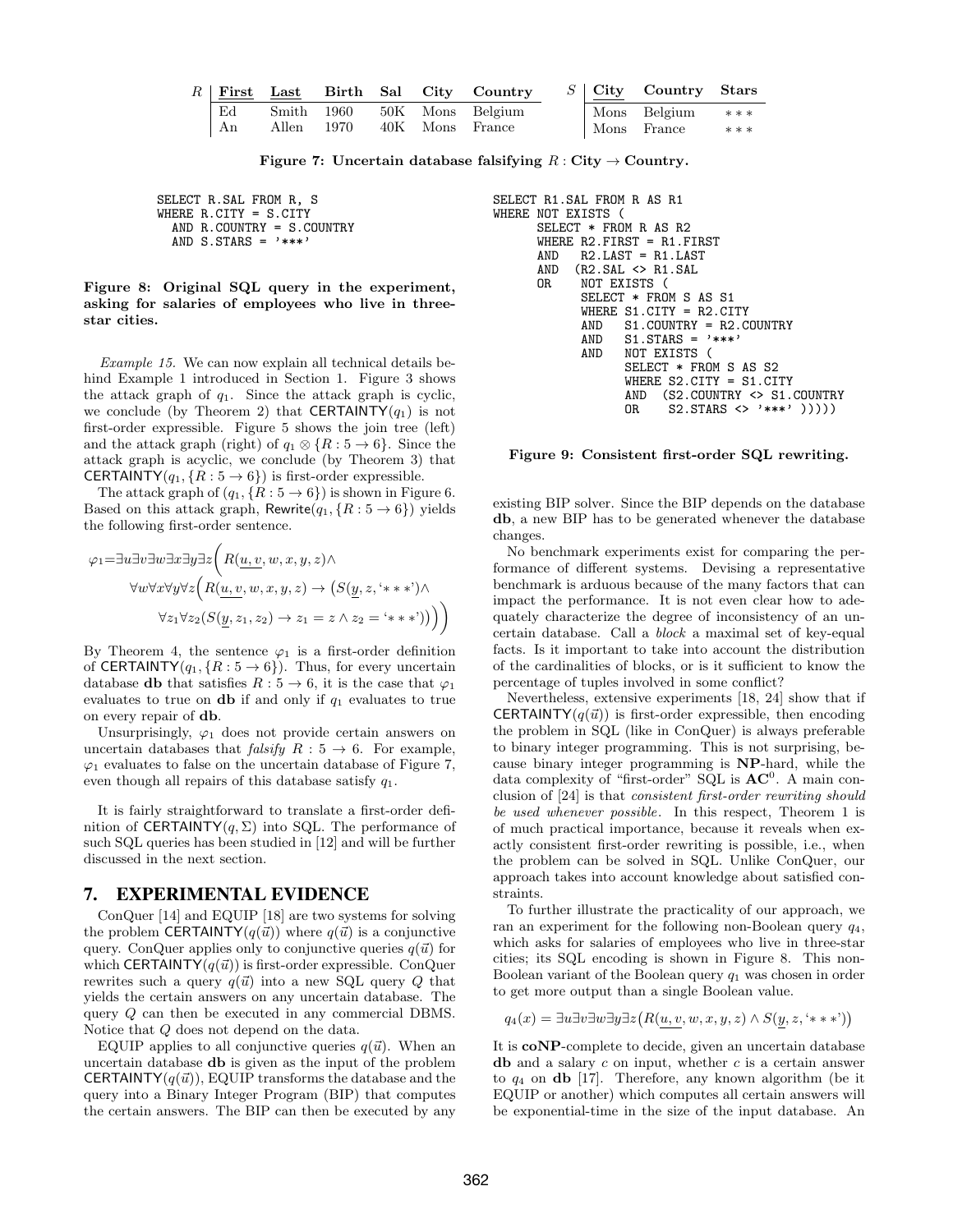| $R$ | <u>First</u> | <u>Last</u> | Birth | Sal | City | Country |
|---|---|---|---|---|---|---|
| | Ed | Smith | 1960 | 50K | Mons | Belgium |
| | An | Allen | 1970 | 40K | Mons | France |

| $S$ | <u>City</u> | Country | Stars |
|---|---|---|---|
| | Mons | Belgium | $***$ |
| | Mons | France | $***$ |

**Figure 7: Uncertain database falsifying $R : \mathbf{City} \rightarrow \mathbf{Country}$.**

```
SELECT R.SAL FROM R, S
WHERE R.CITY = S.CITY
  AND R.COUNTRY = S.COUNTRY
  AND S.STARS = '***'
```

**Figure 8: Original SQL query in the experiment, asking for salaries of employees who live in three-star cities.**

*Example 15.* We can now explain all technical details behind Example 1 introduced in Section 1. Figure 3 shows the attack graph of $q_1$. Since the attack graph is cyclic, we conclude (by Theorem 2) that $\mathsf{CERTAINTY}(q_1)$ is not first-order expressible. Figure 5 shows the join tree (left) and the attack graph (right) of $q_1 \otimes \{R : 5 \rightarrow 6\}$. Since the attack graph is acyclic, we conclude (by Theorem 3) that $\mathsf{CERTAINTY}(q_1, \{R : 5 \rightarrow 6\})$ is first-order expressible.

The attack graph of $(q_1, \{R : 5 \rightarrow 6\})$ is shown in Figure 6. Based on this attack graph, $\mathsf{Rewrite}(q_1, \{R : 5 \rightarrow 6\})$ yields the following first-order sentence.

$$\varphi_1 = \exists u \exists v \exists w \exists x \exists y \exists z \Big( R(\underline{u, v}, w, x, y, z) \wedge \forall w \forall x \forall y \forall z \Big( R(\underline{u, v}, w, x, y, z) \rightarrow \big( S(\underline{y}, z, `***') \wedge \forall z_1 \forall z_2 (S(\underline{y}, z_1, z_2) \rightarrow z_1 = z \wedge z_2 = `***') \big) \Big) \Big)$$

By Theorem 4, the sentence $\varphi_1$ is a first-order definition of $\mathsf{CERTAINTY}(q_1, \{R : 5 \rightarrow 6\})$. Thus, for every uncertain database $\mathbf{db}$ that satisfies $R : 5 \rightarrow 6$, it is the case that $\varphi_1$ evaluates to true on $\mathbf{db}$ if and only if $q_1$ evaluates to true on every repair of $\mathbf{db}$.

Unsurprisingly, $\varphi_1$ does not provide certain answers on uncertain databases that *falsify* $R : 5 \rightarrow 6$. For example, $\varphi_1$ evaluates to false on the uncertain database of Figure 7, even though all repairs of this database satisfy $q_1$.

It is fairly straightforward to translate a first-order definition of $\mathsf{CERTAINTY}(q, \Sigma)$ into SQL. The performance of such SQL queries has been studied in [12] and will be further discussed in the next section.

## 7. EXPERIMENTAL EVIDENCE

ConQuer [14] and EQUIP [18] are two systems for solving the problem $\mathsf{CERTAINTY}(q(\vec{u}))$ where $q(\vec{u})$ is a conjunctive query. ConQuer applies only to conjunctive queries $q(\vec{u})$ for which $\mathsf{CERTAINTY}(q(\vec{u}))$ is first-order expressible. ConQuer rewrites such a query $q(\vec{u})$ into a new SQL query $Q$ that yields the certain answers on any uncertain database. The query $Q$ can then be executed in any commercial DBMS. Notice that $Q$ does not depend on the data.

EQUIP applies to all conjunctive queries $q(\vec{u})$. When an uncertain database $\mathbf{db}$ is given as the input of the problem $\mathsf{CERTAINTY}(q(\vec{u}))$, EQUIP transforms the database and the query into a Binary Integer Program (BIP) that computes the certain answers. The BIP can then be executed by any existing BIP solver. Since the BIP depends on the database $\mathbf{db}$, a new BIP has to be generated whenever the database changes.

```
SELECT R1.SAL FROM R AS R1
WHERE NOT EXISTS (
      SELECT * FROM R AS R2
      WHERE R2.FIRST = R1.FIRST
      AND   R2.LAST = R1.LAST
      AND  (R2.SAL <> R1.SAL
      OR    NOT EXISTS (
            SELECT * FROM S AS S1
            WHERE S1.CITY = R2.CITY
            AND   S1.COUNTRY = R2.COUNTRY
            AND   S1.STARS = '***'
            AND   NOT EXISTS (
                  SELECT * FROM S AS S2
                  WHERE S2.CITY = S1.CITY
                  AND  (S2.COUNTRY <> S1.COUNTRY
                  OR    S2.STARS <> '***' )))))
```

**Figure 9: Consistent first-order SQL rewriting.**

No benchmark experiments exist for comparing the performance of different systems. Devising a representative benchmark is arduous because of the many factors that can impact the performance. It is not even clear how to adequately characterize the degree of inconsistency of an uncertain database. Call a *block* a maximal set of key-equal facts. Is it important to take into account the distribution of the cardinalities of blocks, or is it sufficient to know the percentage of tuples involved in some conflict?

Nevertheless, extensive experiments [18, 24] show that if $\mathsf{CERTAINTY}(q(\vec{u}))$ is first-order expressible, then encoding the problem in SQL (like in ConQuer) is always preferable to binary integer programming. This is not surprising, because binary integer programming is **NP**-hard, while the data complexity of "first-order" SQL is $\mathbf{AC}^0$. A main conclusion of [24] is that *consistent first-order rewriting should be used whenever possible*. In this respect, Theorem 1 is of much practical importance, because it reveals when exactly consistent first-order rewriting is possible, i.e., when the problem can be solved in SQL. Unlike ConQuer, our approach takes into account knowledge about satisfied constraints.

To further illustrate the practicality of our approach, we ran an experiment for the following non-Boolean query $q_4$, which asks for salaries of employees who live in three-star cities; its SQL encoding is shown in Figure 8. This non-Boolean variant of the Boolean query $q_1$ was chosen in order to get more output than a single Boolean value.

$$q_4(x) = \exists u \exists v \exists w \exists y \exists z \big( R(\underline{u, v}, w, x, y, z) \wedge S(\underline{y}, z, `***') \big)$$

It is **coNP**-complete to decide, given an uncertain database $\mathbf{db}$ and a salary $c$ on input, whether $c$ is a certain answer to $q_4$ on $\mathbf{db}$ [17]. Therefore, any known algorithm (be it EQUIP or another) which computes all certain answers will be exponential-time in the size of the input database. An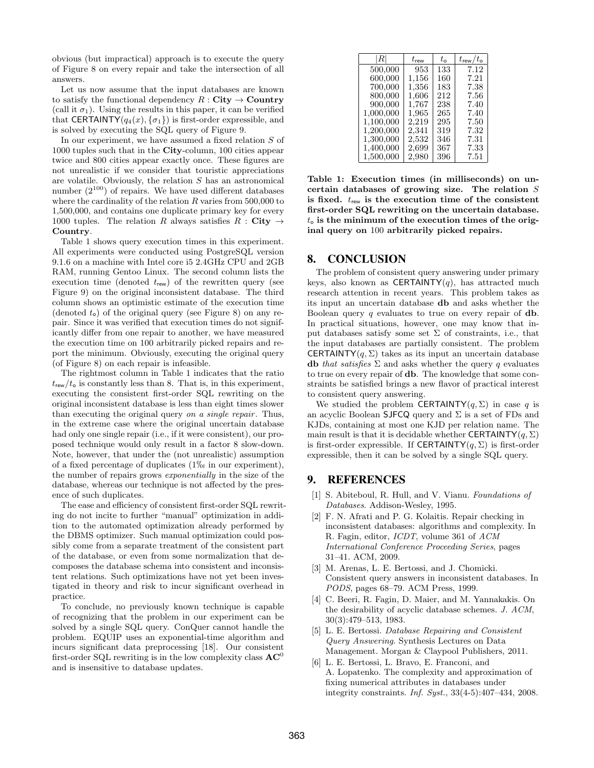obvious (but impractical) approach is to execute the query of Figure 8 on every repair and take the intersection of all answers.

Let us now assume that the input databases are known to satisfy the functional dependency $R$ : **City** → **Country** (call it $\sigma_1$). Using the results in this paper, it can be verified that $\mathsf{CERTAINTY}(q_4(x), \{\sigma_1\})$ is first-order expressible, and is solved by executing the SQL query of Figure 9.

In our experiment, we have assumed a fixed relation $S$ of 1000 tuples such that in the **City**-column, 100 cities appear twice and 800 cities appear exactly once. These figures are not unrealistic if we consider that touristic appreciations are volatile. Obviously, the relation $S$ has an astronomical number ($2^{100}$) of repairs. We have used different databases where the cardinality of the relation $R$ varies from 500,000 to 1,500,000, and contains one duplicate primary key for every 1000 tuples. The relation $R$ always satisfies $R$ : **City** → **Country**.

Table 1 shows query execution times in this experiment. All experiments were conducted using PostgreSQL version 9.1.6 on a machine with Intel core i5 2.4GHz CPU and 2GB RAM, running Gentoo Linux. The second column lists the execution time (denoted $t_{\mathsf{rew}}$) of the rewritten query (see Figure 9) on the original inconsistent database. The third column shows an optimistic estimate of the execution time (denoted $t_{\circ}$) of the original query (see Figure 8) on any repair. Since it was verified that execution times do not significantly differ from one repair to another, we have measured the execution time on 100 arbitrarily picked repairs and report the minimum. Obviously, executing the original query (of Figure 8) on each repair is infeasible.

The rightmost column in Table 1 indicates that the ratio $t_{\mathsf{rew}}/t_{\circ}$ is constantly less than 8. That is, in this experiment, executing the consistent first-order SQL rewriting on the original inconsistent database is less than eight times slower than executing the original query *on a single repair*. Thus, in the extreme case where the original uncertain database had only one single repair (i.e., if it were consistent), our proposed technique would only result in a factor 8 slow-down. Note, however, that under the (not unrealistic) assumption of a fixed percentage of duplicates (1‰ in our experiment), the number of repairs grows *exponentially* in the size of the database, whereas our technique is not affected by the presence of such duplicates.

The ease and efficiency of consistent first-order SQL rewriting do not incite to further "manual" optimization in addition to the automated optimization already performed by the DBMS optimizer. Such manual optimization could possibly come from a separate treatment of the consistent part of the database, or even from some normalization that decomposes the database schema into consistent and inconsistent relations. Such optimizations have not yet been investigated in theory and risk to incur significant overhead in practice.

To conclude, no previously known technique is capable of recognizing that the problem in our experiment can be solved by a single SQL query. ConQuer cannot handle the problem. EQUIP uses an exponential-time algorithm and incurs significant data preprocessing [18]. Our consistent first-order SQL rewriting is in the low complexity class $\mathbf{AC}^0$ and is insensitive to database updates.

| $\|R\|$ | $t_{\mathsf{rew}}$ | $t_{\circ}$ | $t_{\mathsf{rew}}/t_{\circ}$ |
|---|---|---|---|
| 500,000 | 953 | 133 | 7.12 |
| 600,000 | 1,156 | 160 | 7.21 |
| 700,000 | 1,356 | 183 | 7.38 |
| 800,000 | 1,606 | 212 | 7.56 |
| 900,000 | 1,767 | 238 | 7.40 |
| 1,000,000 | 1,965 | 265 | 7.40 |
| 1,100,000 | 2,219 | 295 | 7.50 |
| 1,200,000 | 2,341 | 319 | 7.32 |
| 1,300,000 | 2,532 | 346 | 7.31 |
| 1,400,000 | 2,699 | 367 | 7.33 |
| 1,500,000 | 2,980 | 396 | 7.51 |

**Table 1: Execution times (in milliseconds) on uncertain databases of growing size. The relation $S$ is fixed. $t_{\mathsf{rew}}$ is the execution time of the consistent first-order SQL rewriting on the uncertain database. $t_{\circ}$ is the minimum of the execution times of the original query on 100 arbitrarily picked repairs.**

## 8. CONCLUSION

The problem of consistent query answering under primary keys, also known as $\mathsf{CERTAINTY}(q)$, has attracted much research attention in recent years. This problem takes as its input an uncertain database **db** and asks whether the Boolean query $q$ evaluates to true on every repair of **db**. In practical situations, however, one may know that input databases satisfy some set $\Sigma$ of constraints, i.e., that the input databases are partially consistent. The problem $\mathsf{CERTAINTY}(q, \Sigma)$ takes as its input an uncertain database **db** *that satisfies* $\Sigma$ and asks whether the query $q$ evaluates to true on every repair of **db**. The knowledge that some constraints be satisfied brings a new flavor of practical interest to consistent query answering.

We studied the problem $\mathsf{CERTAINTY}(q, \Sigma)$ in case $q$ is an acyclic Boolean SJFCQ query and $\Sigma$ is a set of FDs and KJDs, containing at most one KJD per relation name. The main result is that it is decidable whether $\mathsf{CERTAINTY}(q, \Sigma)$ is first-order expressible. If $\mathsf{CERTAINTY}(q, \Sigma)$ is first-order expressible, then it can be solved by a single SQL query.

## 9. REFERENCES

[1] S. Abiteboul, R. Hull, and V. Vianu. *Foundations of Databases*. Addison-Wesley, 1995.

[2] F. N. Afrati and P. G. Kolaitis. Repair checking in inconsistent databases: algorithms and complexity. In R. Fagin, editor, *ICDT*, volume 361 of *ACM International Conference Proceeding Series*, pages 31–41. ACM, 2009.

[3] M. Arenas, L. E. Bertossi, and J. Chomicki. Consistent query answers in inconsistent databases. In *PODS*, pages 68–79. ACM Press, 1999.

[4] C. Beeri, R. Fagin, D. Maier, and M. Yannakakis. On the desirability of acyclic database schemes. *J. ACM*, 30(3):479–513, 1983.

[5] L. E. Bertossi. *Database Repairing and Consistent Query Answering*. Synthesis Lectures on Data Management. Morgan & Claypool Publishers, 2011.

[6] L. E. Bertossi, L. Bravo, E. Franconi, and A. Lopatenko. The complexity and approximation of fixing numerical attributes in databases under integrity constraints. *Inf. Syst.*, 33(4-5):407–434, 2008.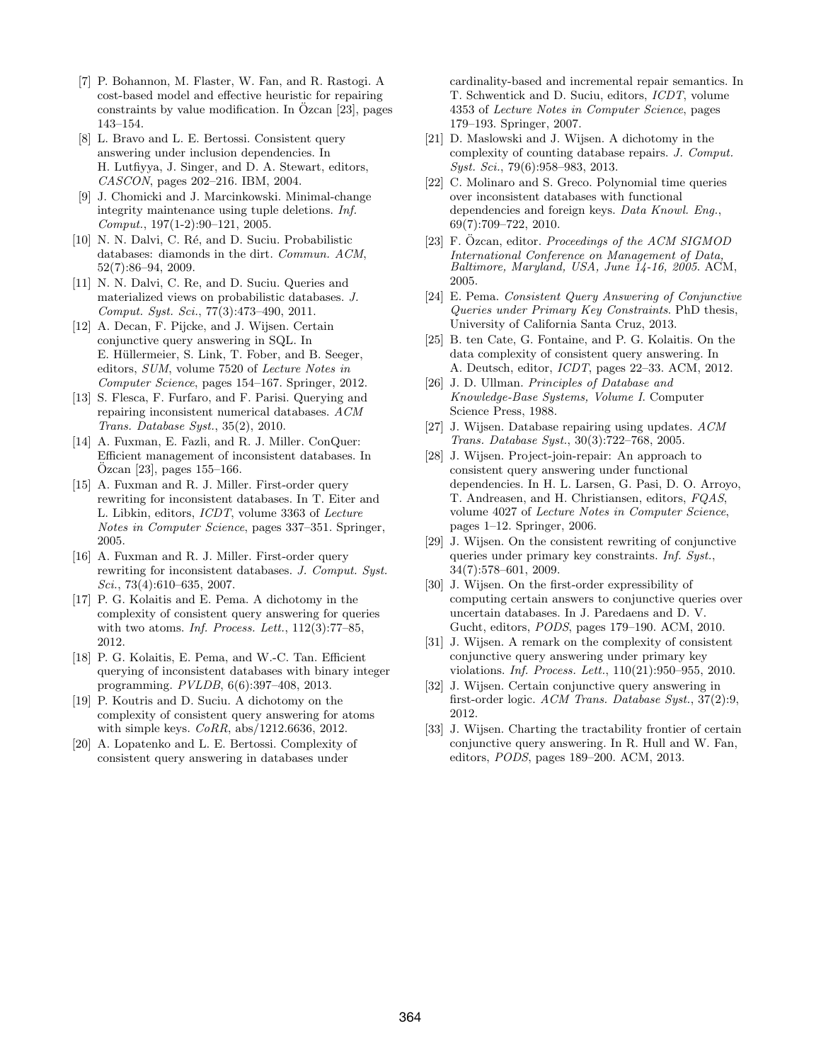[7] P. Bohannon, M. Flaster, W. Fan, and R. Rastogi. A cost-based model and effective heuristic for repairing constraints by value modification. In Özcan [23], pages 143–154.

[8] L. Bravo and L. E. Bertossi. Consistent query answering under inclusion dependencies. In H. Lutfiyya, J. Singer, and D. A. Stewart, editors, *CASCON*, pages 202–216. IBM, 2004.

[9] J. Chomicki and J. Marcinkowski. Minimal-change integrity maintenance using tuple deletions. *Inf. Comput.*, 197(1-2):90–121, 2005.

[10] N. N. Dalvi, C. Ré, and D. Suciu. Probabilistic databases: diamonds in the dirt. *Commun. ACM*, 52(7):86–94, 2009.

[11] N. N. Dalvi, C. Re, and D. Suciu. Queries and materialized views on probabilistic databases. *J. Comput. Syst. Sci.*, 77(3):473–490, 2011.

[12] A. Decan, F. Pijcke, and J. Wijsen. Certain conjunctive query answering in SQL. In E. Hüllermeier, S. Link, T. Fober, and B. Seeger, editors, *SUM*, volume 7520 of *Lecture Notes in Computer Science*, pages 154–167. Springer, 2012.

[13] S. Flesca, F. Furfaro, and F. Parisi. Querying and repairing inconsistent numerical databases. *ACM Trans. Database Syst.*, 35(2), 2010.

[14] A. Fuxman, E. Fazli, and R. J. Miller. ConQuer: Efficient management of inconsistent databases. In Özcan [23], pages 155–166.

[15] A. Fuxman and R. J. Miller. First-order query rewriting for inconsistent databases. In T. Eiter and L. Libkin, editors, *ICDT*, volume 3363 of *Lecture Notes in Computer Science*, pages 337–351. Springer, 2005.

[16] A. Fuxman and R. J. Miller. First-order query rewriting for inconsistent databases. *J. Comput. Syst. Sci.*, 73(4):610–635, 2007.

[17] P. G. Kolaitis and E. Pema. A dichotomy in the complexity of consistent query answering for queries with two atoms. *Inf. Process. Lett.*, 112(3):77–85, 2012.

[18] P. G. Kolaitis, E. Pema, and W.-C. Tan. Efficient querying of inconsistent databases with binary integer programming. *PVLDB*, 6(6):397–408, 2013.

[19] P. Koutris and D. Suciu. A dichotomy on the complexity of consistent query answering for atoms with simple keys. *CoRR*, abs/1212.6636, 2012.

[20] A. Lopatenko and L. E. Bertossi. Complexity of consistent query answering in databases under cardinality-based and incremental repair semantics. In T. Schwentick and D. Suciu, editors, *ICDT*, volume 4353 of *Lecture Notes in Computer Science*, pages 179–193. Springer, 2007.

[21] D. Maslowski and J. Wijsen. A dichotomy in the complexity of counting database repairs. *J. Comput. Syst. Sci.*, 79(6):958–983, 2013.

[22] C. Molinaro and S. Greco. Polynomial time queries over inconsistent databases with functional dependencies and foreign keys. *Data Knowl. Eng.*, 69(7):709–722, 2010.

[23] F. Özcan, editor. *Proceedings of the ACM SIGMOD International Conference on Management of Data, Baltimore, Maryland, USA, June 14-16, 2005*. ACM, 2005.

[24] E. Pema. *Consistent Query Answering of Conjunctive Queries under Primary Key Constraints*. PhD thesis, University of California Santa Cruz, 2013.

[25] B. ten Cate, G. Fontaine, and P. G. Kolaitis. On the data complexity of consistent query answering. In A. Deutsch, editor, *ICDT*, pages 22–33. ACM, 2012.

[26] J. D. Ullman. *Principles of Database and Knowledge-Base Systems, Volume I*. Computer Science Press, 1988.

[27] J. Wijsen. Database repairing using updates. *ACM Trans. Database Syst.*, 30(3):722–768, 2005.

[28] J. Wijsen. Project-join-repair: An approach to consistent query answering under functional dependencies. In H. L. Larsen, G. Pasi, D. O. Arroyo, T. Andreasen, and H. Christiansen, editors, *FQAS*, volume 4027 of *Lecture Notes in Computer Science*, pages 1–12. Springer, 2006.

[29] J. Wijsen. On the consistent rewriting of conjunctive queries under primary key constraints. *Inf. Syst.*, 34(7):578–601, 2009.

[30] J. Wijsen. On the first-order expressibility of computing certain answers to conjunctive queries over uncertain databases. In J. Paredaens and D. V. Gucht, editors, *PODS*, pages 179–190. ACM, 2010.

[31] J. Wijsen. A remark on the complexity of consistent conjunctive query answering under primary key violations. *Inf. Process. Lett.*, 110(21):950–955, 2010.

[32] J. Wijsen. Certain conjunctive query answering in first-order logic. *ACM Trans. Database Syst.*, 37(2):9, 2012.

[33] J. Wijsen. Charting the tractability frontier of certain conjunctive query answering. In R. Hull and W. Fan, editors, *PODS*, pages 189–200. ACM, 2013.